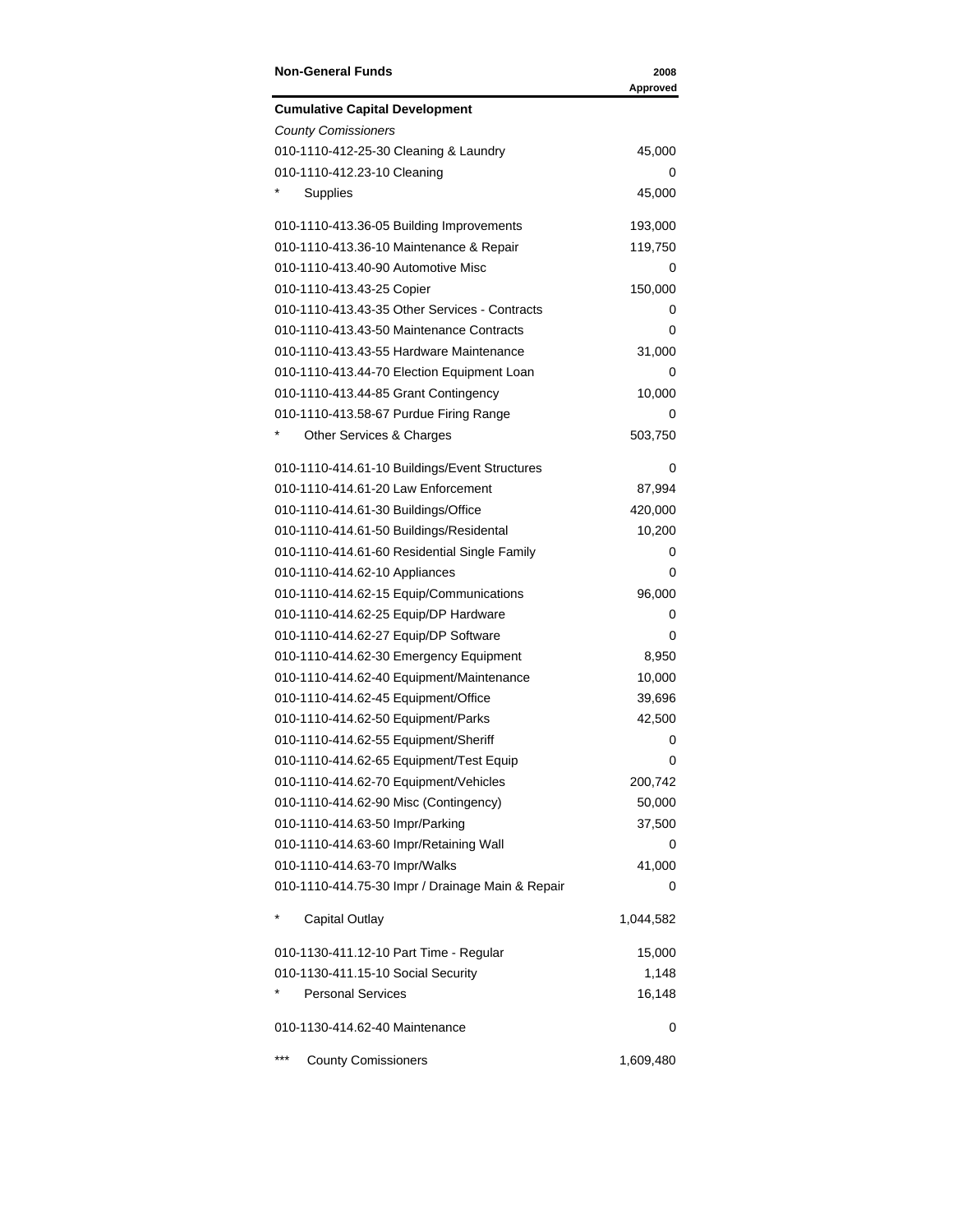| Non-General Funds | 2008 Approved |
|---|---|
| **Cumulative Capital Development** | |
| *County Comissioners* | |
| 010-1110-412-25-30 Cleaning & Laundry | 45,000 |
| 010-1110-412.23-10 Cleaning | 0 |
| * Supplies | 45,000 |
| 010-1110-413.36-05 Building Improvements | 193,000 |
| 010-1110-413.36-10 Maintenance & Repair | 119,750 |
| 010-1110-413.40-90 Automotive Misc | 0 |
| 010-1110-413.43-25 Copier | 150,000 |
| 010-1110-413.43-35 Other Services - Contracts | 0 |
| 010-1110-413.43-50 Maintenance Contracts | 0 |
| 010-1110-413.43-55 Hardware Maintenance | 31,000 |
| 010-1110-413.44-70 Election Equipment Loan | 0 |
| 010-1110-413.44-85 Grant Contingency | 10,000 |
| 010-1110-413.58-67 Purdue Firing Range | 0 |
| * Other Services & Charges | 503,750 |
| 010-1110-414.61-10 Buildings/Event Structures | 0 |
| 010-1110-414.61-20 Law Enforcement | 87,994 |
| 010-1110-414.61-30 Buildings/Office | 420,000 |
| 010-1110-414.61-50 Buildings/Residental | 10,200 |
| 010-1110-414.61-60 Residential Single Family | 0 |
| 010-1110-414.62-10 Appliances | 0 |
| 010-1110-414.62-15 Equip/Communications | 96,000 |
| 010-1110-414.62-25 Equip/DP Hardware | 0 |
| 010-1110-414.62-27 Equip/DP Software | 0 |
| 010-1110-414.62-30 Emergency Equipment | 8,950 |
| 010-1110-414.62-40 Equipment/Maintenance | 10,000 |
| 010-1110-414.62-45 Equipment/Office | 39,696 |
| 010-1110-414.62-50 Equipment/Parks | 42,500 |
| 010-1110-414.62-55 Equipment/Sheriff | 0 |
| 010-1110-414.62-65 Equipment/Test Equip | 0 |
| 010-1110-414.62-70 Equipment/Vehicles | 200,742 |
| 010-1110-414.62-90 Misc (Contingency) | 50,000 |
| 010-1110-414.63-50 Impr/Parking | 37,500 |
| 010-1110-414.63-60 Impr/Retaining Wall | 0 |
| 010-1110-414.63-70 Impr/Walks | 41,000 |
| 010-1110-414.75-30 Impr / Drainage Main & Repair | 0 |
| * Capital Outlay | 1,044,582 |
| 010-1130-411.12-10 Part Time - Regular | 15,000 |
| 010-1130-411.15-10 Social Security | 1,148 |
| * Personal Services | 16,148 |
| 010-1130-414.62-40 Maintenance | 0 |
| *** County Comissioners | 1,609,480 |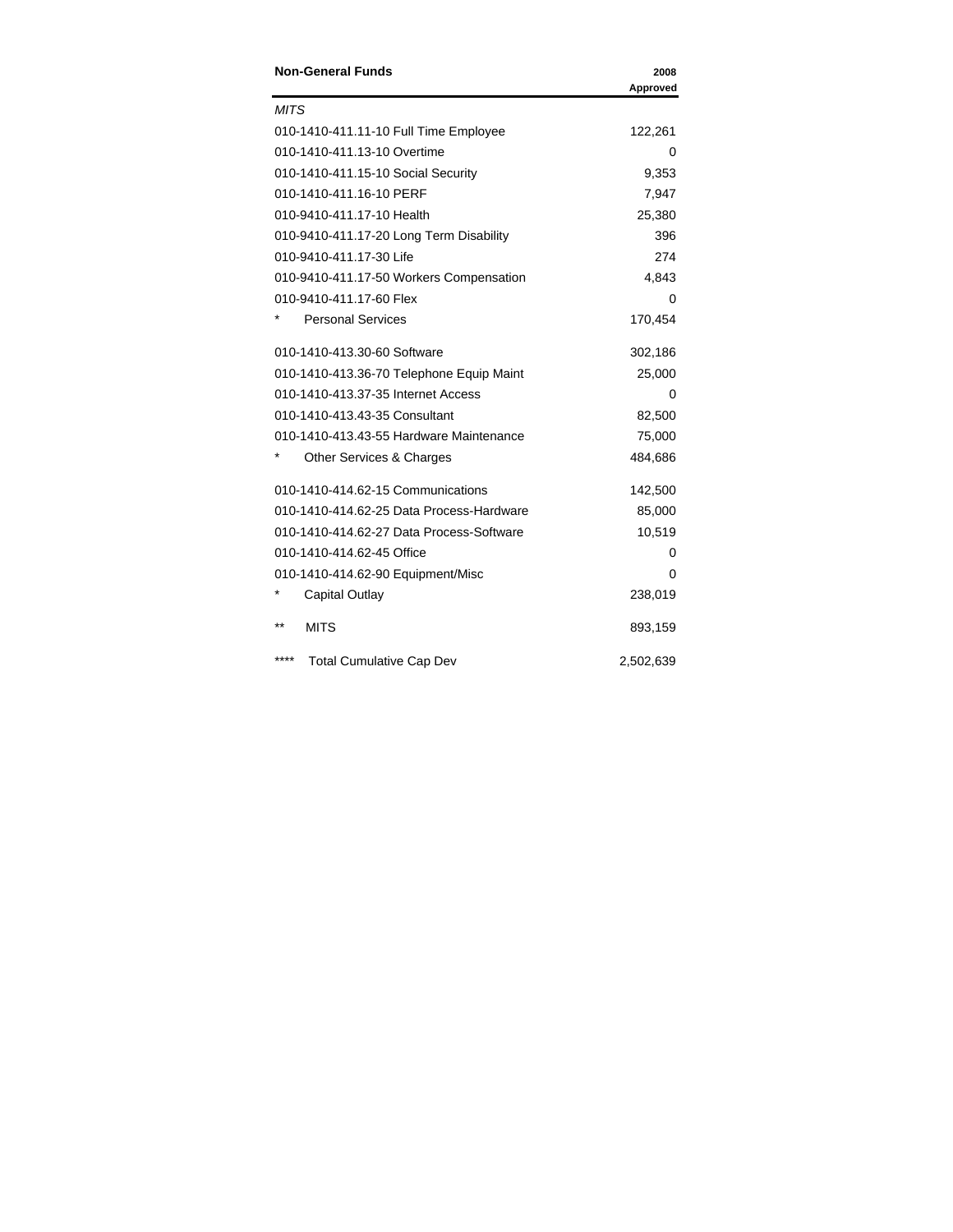| Non-General Funds | 2008 Approved |
|---|---|
| *MITS* | |
| 010-1410-411.11-10 Full Time Employee | 122,261 |
| 010-1410-411.13-10 Overtime | 0 |
| 010-1410-411.15-10 Social Security | 9,353 |
| 010-1410-411.16-10 PERF | 7,947 |
| 010-9410-411.17-10 Health | 25,380 |
| 010-9410-411.17-20 Long Term Disability | 396 |
| 010-9410-411.17-30 Life | 274 |
| 010-9410-411.17-50 Workers Compensation | 4,843 |
| 010-9410-411.17-60 Flex | 0 |
| * Personal Services | 170,454 |
| 010-1410-413.30-60 Software | 302,186 |
| 010-1410-413.36-70 Telephone Equip Maint | 25,000 |
| 010-1410-413.37-35 Internet Access | 0 |
| 010-1410-413.43-35 Consultant | 82,500 |
| 010-1410-413.43-55 Hardware Maintenance | 75,000 |
| * Other Services & Charges | 484,686 |
| 010-1410-414.62-15 Communications | 142,500 |
| 010-1410-414.62-25 Data Process-Hardware | 85,000 |
| 010-1410-414.62-27 Data Process-Software | 10,519 |
| 010-1410-414.62-45 Office | 0 |
| 010-1410-414.62-90 Equipment/Misc | 0 |
| * Capital Outlay | 238,019 |
| ** MITS | 893,159 |
| **** Total Cumulative Cap Dev | 2,502,639 |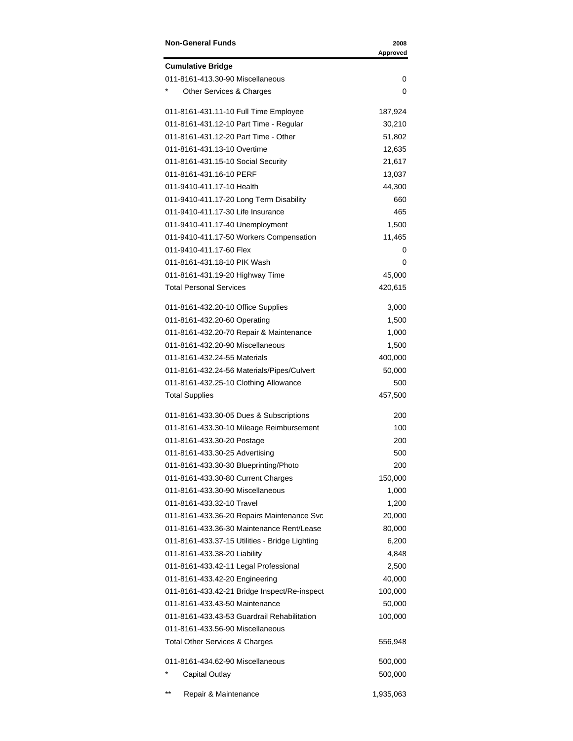| Non-General Funds | 2008 Approved |
|---|---|
| **Cumulative Bridge** | |
| 011-8161-413.30-90 Miscellaneous | 0 |
| * Other Services & Charges | 0 |
| | |
| 011-8161-431.11-10 Full Time Employee | 187,924 |
| 011-8161-431.12-10 Part Time - Regular | 30,210 |
| 011-8161-431.12-20 Part Time - Other | 51,802 |
| 011-8161-431.13-10 Overtime | 12,635 |
| 011-8161-431.15-10 Social Security | 21,617 |
| 011-8161-431.16-10 PERF | 13,037 |
| 011-9410-411.17-10 Health | 44,300 |
| 011-9410-411.17-20 Long Term Disability | 660 |
| 011-9410-411.17-30 Life Insurance | 465 |
| 011-9410-411.17-40 Unemployment | 1,500 |
| 011-9410-411.17-50 Workers Compensation | 11,465 |
| 011-9410-411.17-60 Flex | 0 |
| 011-8161-431.18-10 PIK Wash | 0 |
| 011-8161-431.19-20 Highway Time | 45,000 |
| Total Personal Services | 420,615 |
| | |
| 011-8161-432.20-10 Office Supplies | 3,000 |
| 011-8161-432.20-60 Operating | 1,500 |
| 011-8161-432.20-70 Repair & Maintenance | 1,000 |
| 011-8161-432.20-90 Miscellaneous | 1,500 |
| 011-8161-432.24-55 Materials | 400,000 |
| 011-8161-432.24-56 Materials/Pipes/Culvert | 50,000 |
| 011-8161-432.25-10 Clothing Allowance | 500 |
| Total Supplies | 457,500 |
| | |
| 011-8161-433.30-05 Dues & Subscriptions | 200 |
| 011-8161-433.30-10 Mileage Reimbursement | 100 |
| 011-8161-433.30-20 Postage | 200 |
| 011-8161-433.30-25 Advertising | 500 |
| 011-8161-433.30-30 Blueprinting/Photo | 200 |
| 011-8161-433.30-80 Current Charges | 150,000 |
| 011-8161-433.30-90 Miscellaneous | 1,000 |
| 011-8161-433.32-10 Travel | 1,200 |
| 011-8161-433.36-20 Repairs Maintenance Svc | 20,000 |
| 011-8161-433.36-30 Maintenance Rent/Lease | 80,000 |
| 011-8161-433.37-15 Utilities - Bridge Lighting | 6,200 |
| 011-8161-433.38-20 Liability | 4,848 |
| 011-8161-433.42-11 Legal Professional | 2,500 |
| 011-8161-433.42-20 Engineering | 40,000 |
| 011-8161-433.42-21 Bridge Inspect/Re-inspect | 100,000 |
| 011-8161-433.43-50 Maintenance | 50,000 |
| 011-8161-433.43-53 Guardrail Rehabilitation | 100,000 |
| 011-8161-433.56-90 Miscellaneous | |
| Total Other Services & Charges | 556,948 |
| | |
| 011-8161-434.62-90 Miscellaneous | 500,000 |
| * Capital Outlay | 500,000 |
| | |
| ** Repair & Maintenance | 1,935,063 |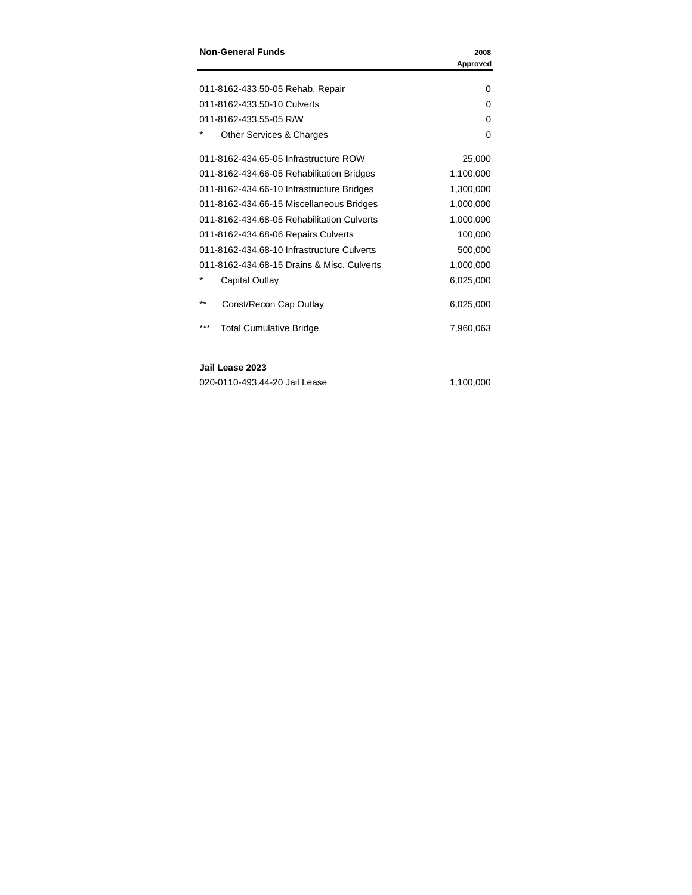| Non-General Funds | 2008 Approved |
|---|---|
| 011-8162-433.50-05 Rehab. Repair | 0 |
| 011-8162-433.50-10 Culverts | 0 |
| 011-8162-433.55-05 R/W | 0 |
| * Other Services & Charges | 0 |
| 011-8162-434.65-05 Infrastructure ROW | 25,000 |
| 011-8162-434.66-05 Rehabilitation Bridges | 1,100,000 |
| 011-8162-434.66-10 Infrastructure Bridges | 1,300,000 |
| 011-8162-434.66-15 Miscellaneous Bridges | 1,000,000 |
| 011-8162-434.68-05 Rehabilitation Culverts | 1,000,000 |
| 011-8162-434.68-06 Repairs Culverts | 100,000 |
| 011-8162-434.68-10 Infrastructure Culverts | 500,000 |
| 011-8162-434.68-15 Drains & Misc. Culverts | 1,000,000 |
| * Capital Outlay | 6,025,000 |
| ** Const/Recon Cap Outlay | 6,025,000 |
| *** Total Cumulative Bridge | 7,960,063 |
| **Jail Lease 2023** | |
| 020-0110-493.44-20 Jail Lease | 1,100,000 |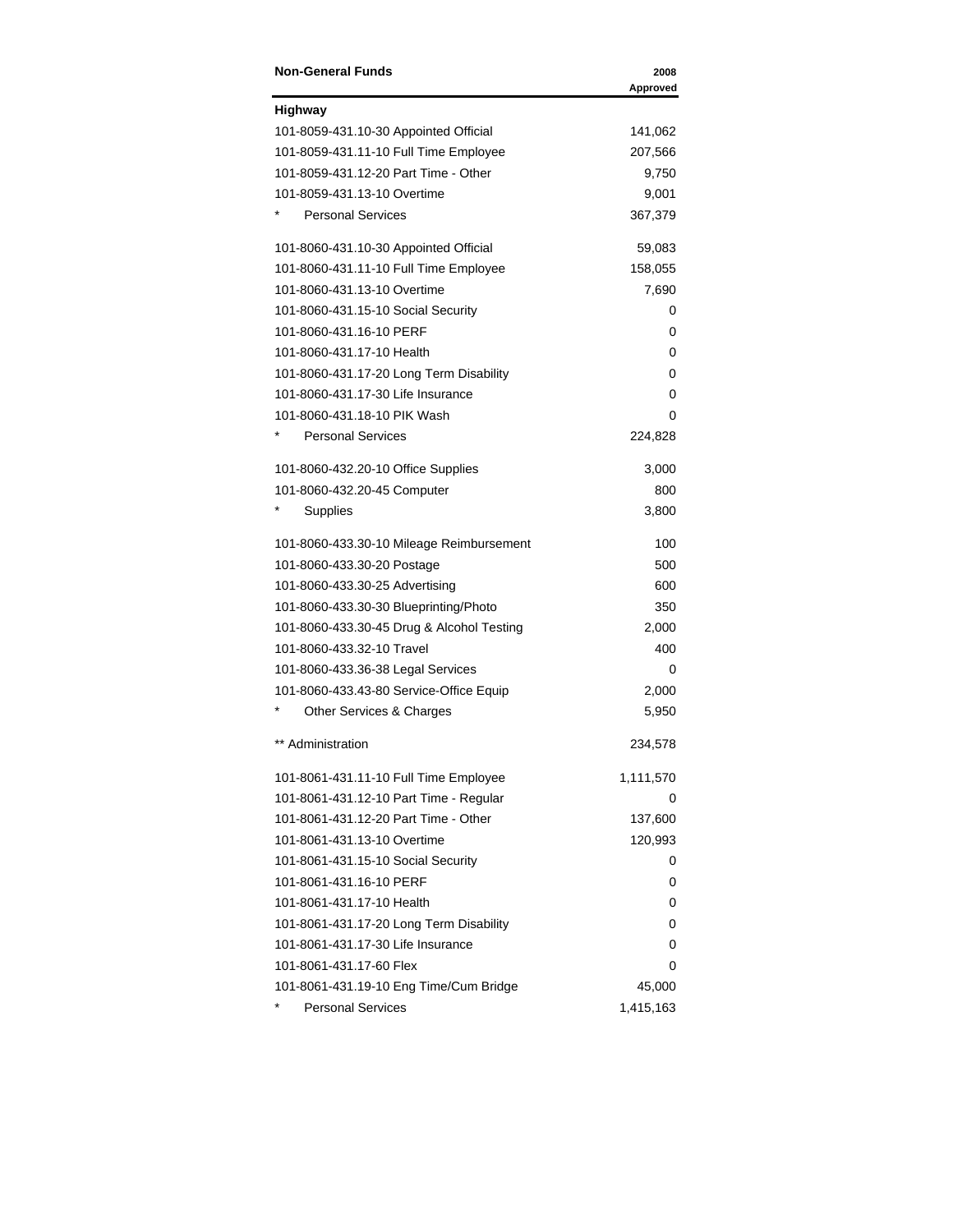| Non-General Funds | 2008 Approved |
|---|---|
| **Highway** | |
| 101-8059-431.10-30 Appointed Official | 141,062 |
| 101-8059-431.11-10 Full Time Employee | 207,566 |
| 101-8059-431.12-20 Part Time - Other | 9,750 |
| 101-8059-431.13-10 Overtime | 9,001 |
| * Personal Services | 367,379 |
| | |
| 101-8060-431.10-30 Appointed Official | 59,083 |
| 101-8060-431.11-10 Full Time Employee | 158,055 |
| 101-8060-431.13-10 Overtime | 7,690 |
| 101-8060-431.15-10 Social Security | 0 |
| 101-8060-431.16-10 PERF | 0 |
| 101-8060-431.17-10 Health | 0 |
| 101-8060-431.17-20 Long Term Disability | 0 |
| 101-8060-431.17-30 Life Insurance | 0 |
| 101-8060-431.18-10 PIK Wash | 0 |
| * Personal Services | 224,828 |
| | |
| 101-8060-432.20-10 Office Supplies | 3,000 |
| 101-8060-432.20-45 Computer | 800 |
| * Supplies | 3,800 |
| | |
| 101-8060-433.30-10 Mileage Reimbursement | 100 |
| 101-8060-433.30-20 Postage | 500 |
| 101-8060-433.30-25 Advertising | 600 |
| 101-8060-433.30-30 Blueprinting/Photo | 350 |
| 101-8060-433.30-45 Drug & Alcohol Testing | 2,000 |
| 101-8060-433.32-10 Travel | 400 |
| 101-8060-433.36-38 Legal Services | 0 |
| 101-8060-433.43-80 Service-Office Equip | 2,000 |
| * Other Services & Charges | 5,950 |
| | |
| ** Administration | 234,578 |
| | |
| 101-8061-431.11-10 Full Time Employee | 1,111,570 |
| 101-8061-431.12-10 Part Time - Regular | 0 |
| 101-8061-431.12-20 Part Time - Other | 137,600 |
| 101-8061-431.13-10 Overtime | 120,993 |
| 101-8061-431.15-10 Social Security | 0 |
| 101-8061-431.16-10 PERF | 0 |
| 101-8061-431.17-10 Health | 0 |
| 101-8061-431.17-20 Long Term Disability | 0 |
| 101-8061-431.17-30 Life Insurance | 0 |
| 101-8061-431.17-60 Flex | 0 |
| 101-8061-431.19-10 Eng Time/Cum Bridge | 45,000 |
| * Personal Services | 1,415,163 |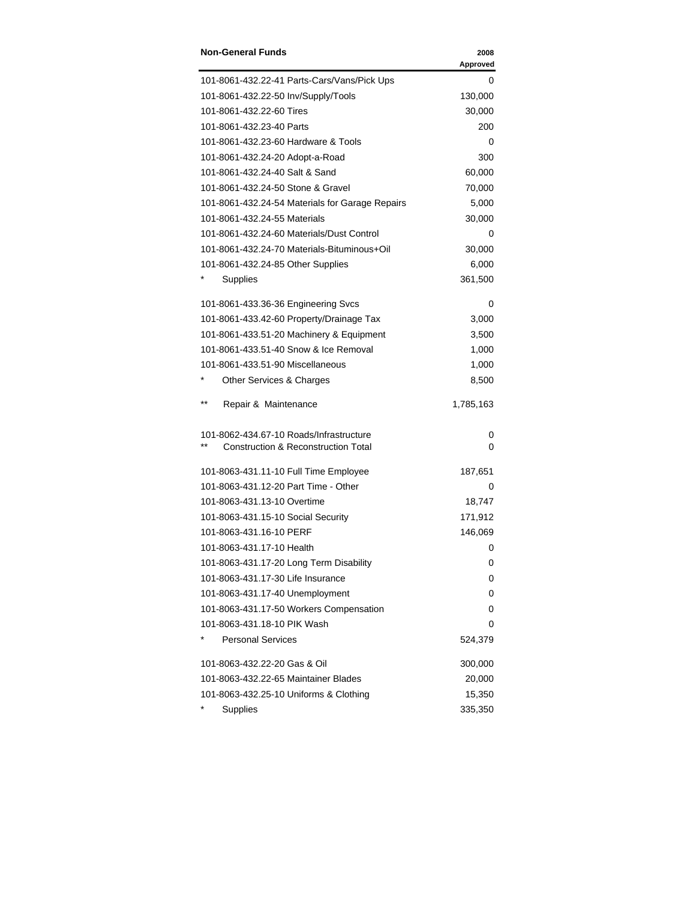| Non-General Funds | 2008 Approved |
|---|---|
| 101-8061-432.22-41 Parts-Cars/Vans/Pick Ups | 0 |
| 101-8061-432.22-50 Inv/Supply/Tools | 130,000 |
| 101-8061-432.22-60 Tires | 30,000 |
| 101-8061-432.23-40 Parts | 200 |
| 101-8061-432.23-60 Hardware & Tools | 0 |
| 101-8061-432.24-20 Adopt-a-Road | 300 |
| 101-8061-432.24-40 Salt & Sand | 60,000 |
| 101-8061-432.24-50 Stone & Gravel | 70,000 |
| 101-8061-432.24-54 Materials for Garage Repairs | 5,000 |
| 101-8061-432.24-55 Materials | 30,000 |
| 101-8061-432.24-60 Materials/Dust Control | 0 |
| 101-8061-432.24-70 Materials-Bituminous+Oil | 30,000 |
| 101-8061-432.24-85 Other Supplies | 6,000 |
| * Supplies | 361,500 |
| | |
| 101-8061-433.36-36 Engineering Svcs | 0 |
| 101-8061-433.42-60 Property/Drainage Tax | 3,000 |
| 101-8061-433.51-20 Machinery & Equipment | 3,500 |
| 101-8061-433.51-40 Snow & Ice Removal | 1,000 |
| 101-8061-433.51-90 Miscellaneous | 1,000 |
| * Other Services & Charges | 8,500 |
| | |
| ** Repair & Maintenance | 1,785,163 |
| | |
| 101-8062-434.67-10 Roads/Infrastructure | 0 |
| ** Construction & Reconstruction Total | 0 |
| | |
| 101-8063-431.11-10 Full Time Employee | 187,651 |
| 101-8063-431.12-20 Part Time - Other | 0 |
| 101-8063-431.13-10 Overtime | 18,747 |
| 101-8063-431.15-10 Social Security | 171,912 |
| 101-8063-431.16-10 PERF | 146,069 |
| 101-8063-431.17-10 Health | 0 |
| 101-8063-431.17-20 Long Term Disability | 0 |
| 101-8063-431.17-30 Life Insurance | 0 |
| 101-8063-431.17-40 Unemployment | 0 |
| 101-8063-431.17-50 Workers Compensation | 0 |
| 101-8063-431.18-10 PIK Wash | 0 |
| * Personal Services | 524,379 |
| | |
| 101-8063-432.22-20 Gas & Oil | 300,000 |
| 101-8063-432.22-65 Maintainer Blades | 20,000 |
| 101-8063-432.25-10 Uniforms & Clothing | 15,350 |
| * Supplies | 335,350 |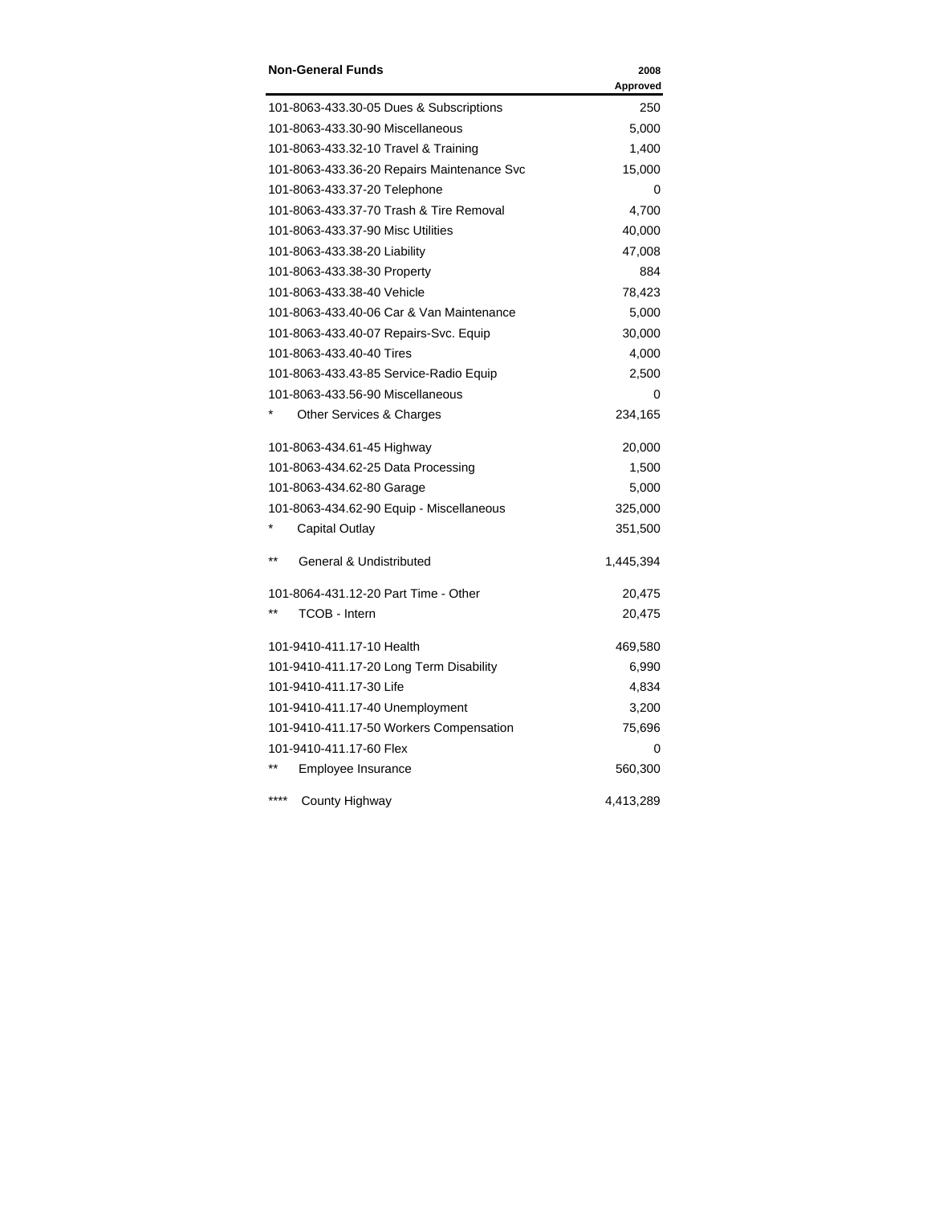| Non-General Funds | 2008 Approved |
| --- | --- |
| 101-8063-433.30-05 Dues & Subscriptions | 250 |
| 101-8063-433.30-90 Miscellaneous | 5,000 |
| 101-8063-433.32-10 Travel & Training | 1,400 |
| 101-8063-433.36-20 Repairs Maintenance Svc | 15,000 |
| 101-8063-433.37-20 Telephone | 0 |
| 101-8063-433.37-70 Trash & Tire Removal | 4,700 |
| 101-8063-433.37-90 Misc Utilities | 40,000 |
| 101-8063-433.38-20 Liability | 47,008 |
| 101-8063-433.38-30 Property | 884 |
| 101-8063-433.38-40 Vehicle | 78,423 |
| 101-8063-433.40-06 Car & Van Maintenance | 5,000 |
| 101-8063-433.40-07 Repairs-Svc. Equip | 30,000 |
| 101-8063-433.40-40 Tires | 4,000 |
| 101-8063-433.43-85 Service-Radio Equip | 2,500 |
| 101-8063-433.56-90 Miscellaneous | 0 |
| * Other Services & Charges | 234,165 |
| 101-8063-434.61-45 Highway | 20,000 |
| 101-8063-434.62-25 Data Processing | 1,500 |
| 101-8063-434.62-80 Garage | 5,000 |
| 101-8063-434.62-90 Equip - Miscellaneous | 325,000 |
| * Capital Outlay | 351,500 |
| ** General & Undistributed | 1,445,394 |
| 101-8064-431.12-20 Part Time - Other | 20,475 |
| ** TCOB - Intern | 20,475 |
| 101-9410-411.17-10 Health | 469,580 |
| 101-9410-411.17-20 Long Term Disability | 6,990 |
| 101-9410-411.17-30 Life | 4,834 |
| 101-9410-411.17-40 Unemployment | 3,200 |
| 101-9410-411.17-50 Workers Compensation | 75,696 |
| 101-9410-411.17-60 Flex | 0 |
| ** Employee Insurance | 560,300 |
| **** County Highway | 4,413,289 |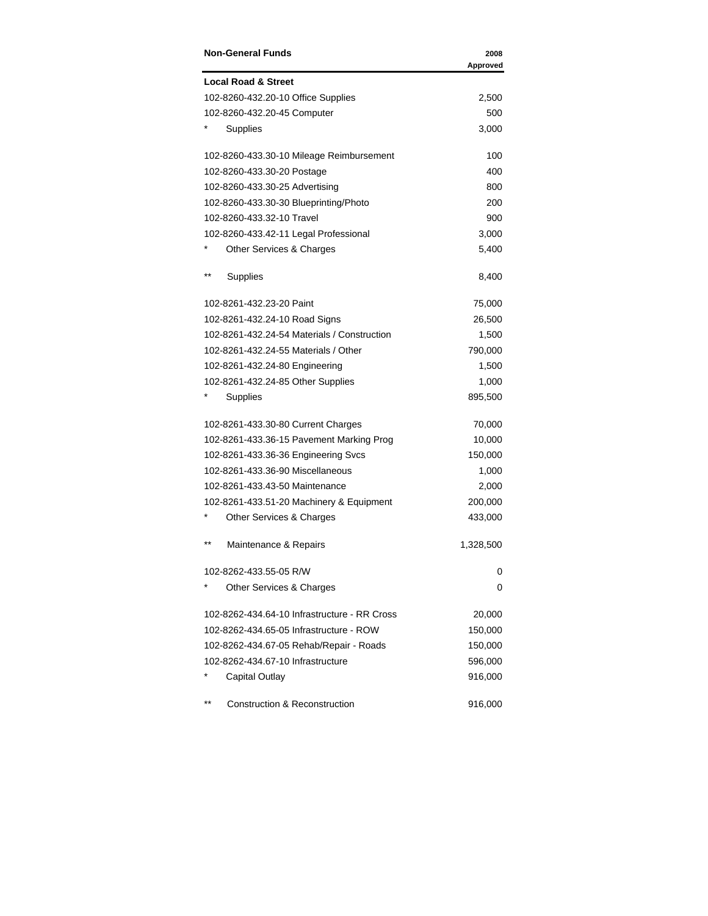| Non-General Funds | 2008 Approved |
|---|---|
| **Local Road & Street** | |
| 102-8260-432.20-10 Office Supplies | 2,500 |
| 102-8260-432.20-45 Computer | 500 |
| * Supplies | 3,000 |
| | |
| 102-8260-433.30-10 Mileage Reimbursement | 100 |
| 102-8260-433.30-20 Postage | 400 |
| 102-8260-433.30-25 Advertising | 800 |
| 102-8260-433.30-30 Blueprinting/Photo | 200 |
| 102-8260-433.32-10 Travel | 900 |
| 102-8260-433.42-11 Legal Professional | 3,000 |
| * Other Services & Charges | 5,400 |
| | |
| ** Supplies | 8,400 |
| | |
| 102-8261-432.23-20 Paint | 75,000 |
| 102-8261-432.24-10 Road Signs | 26,500 |
| 102-8261-432.24-54 Materials / Construction | 1,500 |
| 102-8261-432.24-55 Materials / Other | 790,000 |
| 102-8261-432.24-80 Engineering | 1,500 |
| 102-8261-432.24-85 Other Supplies | 1,000 |
| * Supplies | 895,500 |
| | |
| 102-8261-433.30-80 Current Charges | 70,000 |
| 102-8261-433.36-15 Pavement Marking Prog | 10,000 |
| 102-8261-433.36-36 Engineering Svcs | 150,000 |
| 102-8261-433.36-90 Miscellaneous | 1,000 |
| 102-8261-433.43-50 Maintenance | 2,000 |
| 102-8261-433.51-20 Machinery & Equipment | 200,000 |
| * Other Services & Charges | 433,000 |
| | |
| ** Maintenance & Repairs | 1,328,500 |
| | |
| 102-8262-433.55-05 R/W | 0 |
| * Other Services & Charges | 0 |
| | |
| 102-8262-434.64-10 Infrastructure - RR Cross | 20,000 |
| 102-8262-434.65-05 Infrastructure - ROW | 150,000 |
| 102-8262-434.67-05 Rehab/Repair - Roads | 150,000 |
| 102-8262-434.67-10 Infrastructure | 596,000 |
| * Capital Outlay | 916,000 |
| | |
| ** Construction & Reconstruction | 916,000 |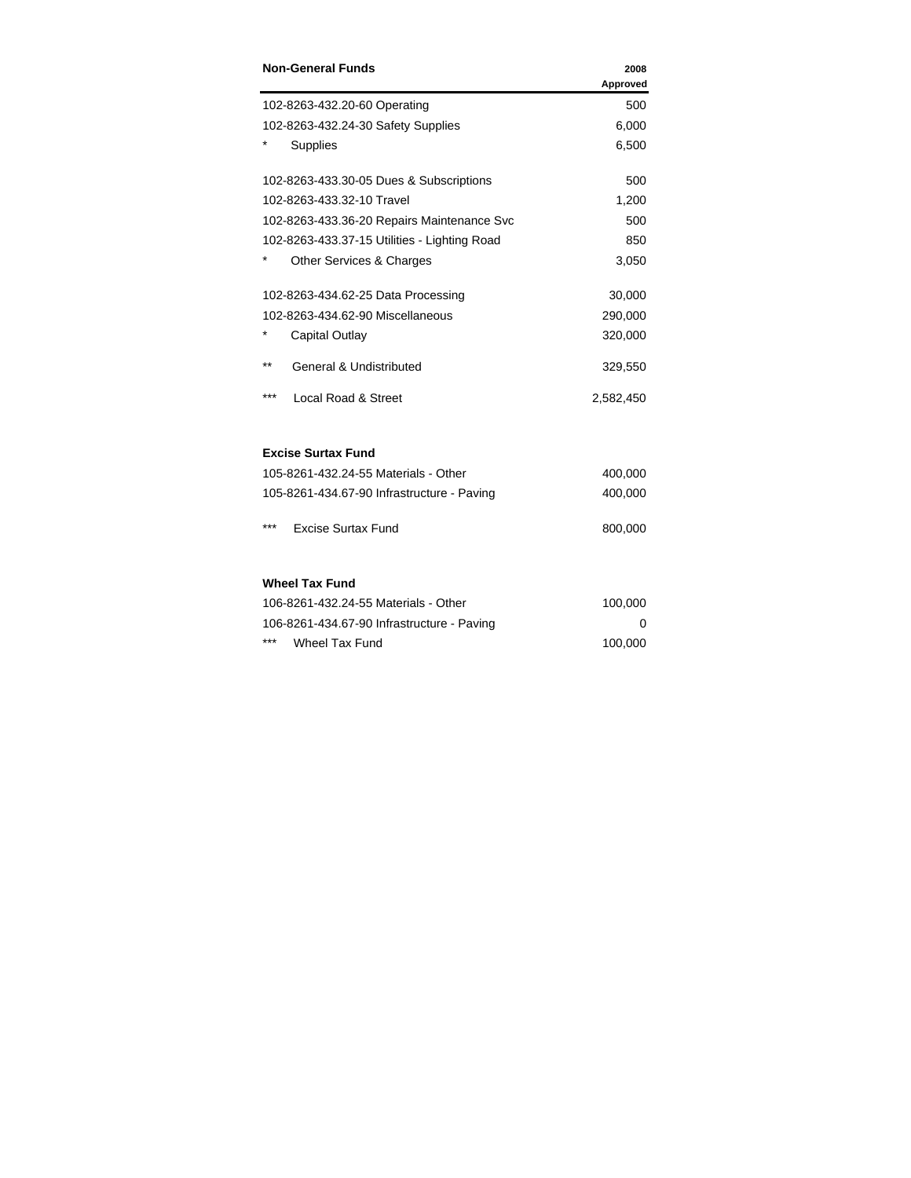| Non-General Funds | 2008 Approved |
|---|---|
| 102-8263-432.20-60 Operating | 500 |
| 102-8263-432.24-30 Safety Supplies | 6,000 |
| * Supplies | 6,500 |
| | |
| 102-8263-433.30-05 Dues & Subscriptions | 500 |
| 102-8263-433.32-10 Travel | 1,200 |
| 102-8263-433.36-20 Repairs Maintenance Svc | 500 |
| 102-8263-433.37-15 Utilities - Lighting Road | 850 |
| * Other Services & Charges | 3,050 |
| | |
| 102-8263-434.62-25 Data Processing | 30,000 |
| 102-8263-434.62-90 Miscellaneous | 290,000 |
| * Capital Outlay | 320,000 |
| | |
| ** General & Undistributed | 329,550 |
| | |
| *** Local Road & Street | 2,582,450 |

**Excise Surtax Fund**

| | |
|---|---|
| 105-8261-432.24-55 Materials - Other | 400,000 |
| 105-8261-434.67-90 Infrastructure - Paving | 400,000 |
| | |
| *** Excise Surtax Fund | 800,000 |

**Wheel Tax Fund**

| | |
|---|---|
| 106-8261-432.24-55 Materials - Other | 100,000 |
| 106-8261-434.67-90 Infrastructure - Paving | 0 |
| *** Wheel Tax Fund | 100,000 |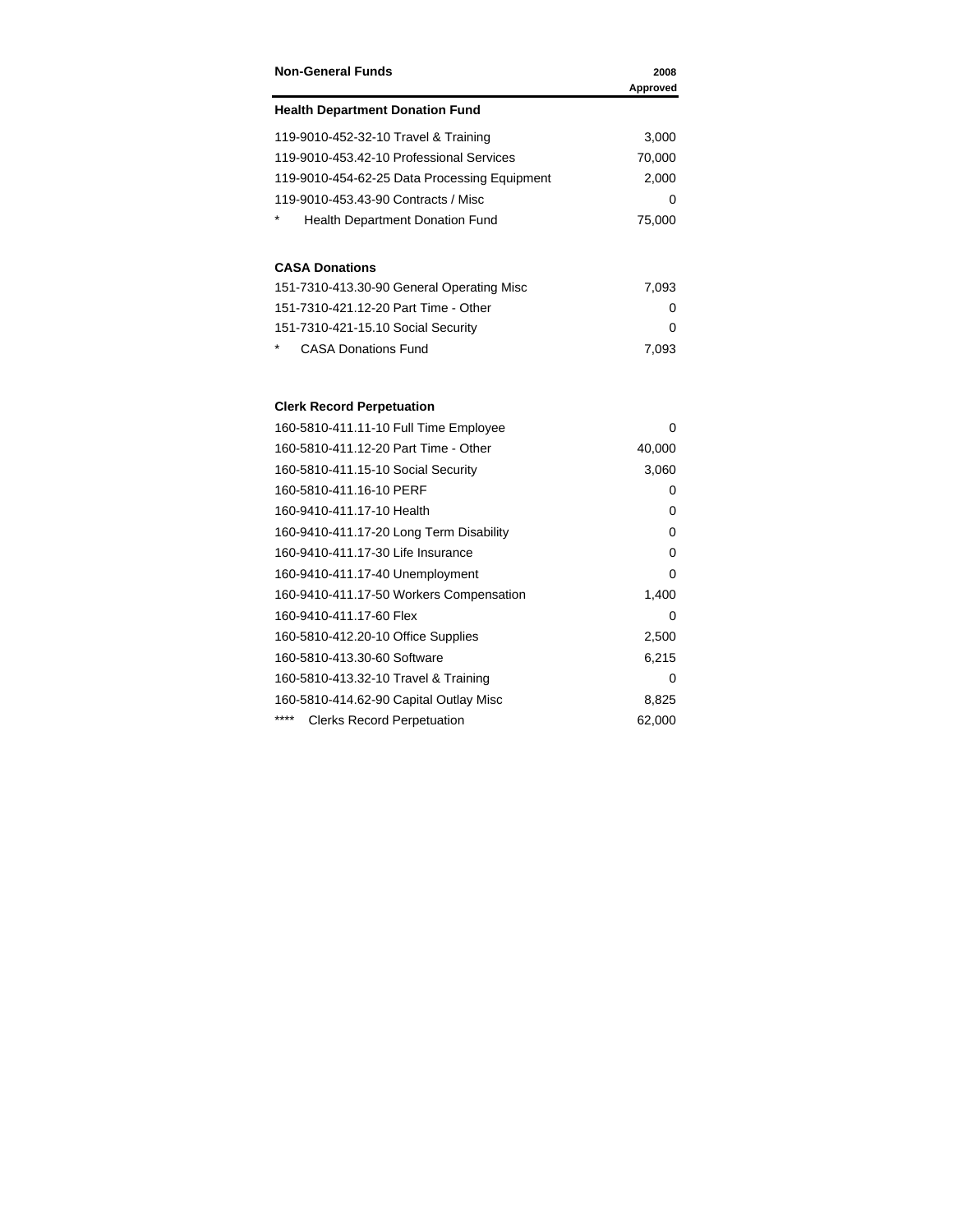| Non-General Funds | 2008 Approved |
|---|---|
| **Health Department Donation Fund** | |
| 119-9010-452-32-10 Travel & Training | 3,000 |
| 119-9010-453.42-10 Professional Services | 70,000 |
| 119-9010-454-62-25 Data Processing Equipment | 2,000 |
| 119-9010-453.43-90 Contracts / Misc | 0 |
| * Health Department Donation Fund | 75,000 |
| | |
| **CASA Donations** | |
| 151-7310-413.30-90 General Operating Misc | 7,093 |
| 151-7310-421.12-20 Part Time - Other | 0 |
| 151-7310-421-15.10 Social Security | 0 |
| * CASA Donations Fund | 7,093 |
| | |
| **Clerk Record Perpetuation** | |
| 160-5810-411.11-10 Full Time Employee | 0 |
| 160-5810-411.12-20 Part Time - Other | 40,000 |
| 160-5810-411.15-10 Social Security | 3,060 |
| 160-5810-411.16-10 PERF | 0 |
| 160-9410-411.17-10 Health | 0 |
| 160-9410-411.17-20 Long Term Disability | 0 |
| 160-9410-411.17-30 Life Insurance | 0 |
| 160-9410-411.17-40 Unemployment | 0 |
| 160-9410-411.17-50 Workers Compensation | 1,400 |
| 160-9410-411.17-60 Flex | 0 |
| 160-5810-412.20-10 Office Supplies | 2,500 |
| 160-5810-413.30-60 Software | 6,215 |
| 160-5810-413.32-10 Travel & Training | 0 |
| 160-5810-414.62-90 Capital Outlay Misc | 8,825 |
| **** Clerks Record Perpetuation | 62,000 |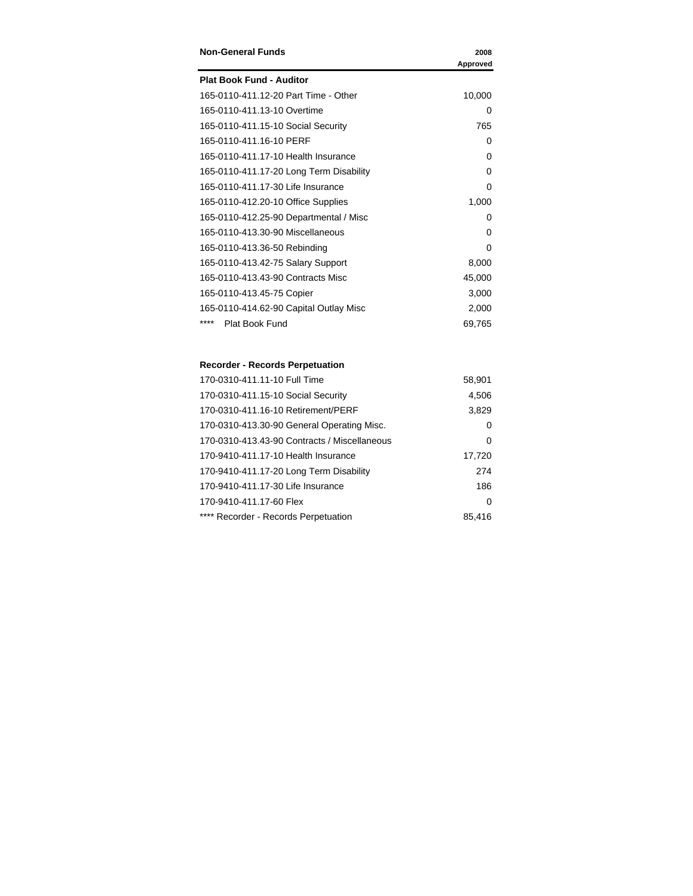| Non-General Funds | 2008 Approved |
|---|---|
| **Plat Book Fund - Auditor** | |
| 165-0110-411.12-20 Part Time - Other | 10,000 |
| 165-0110-411.13-10 Overtime | 0 |
| 165-0110-411.15-10 Social Security | 765 |
| 165-0110-411.16-10 PERF | 0 |
| 165-0110-411.17-10 Health Insurance | 0 |
| 165-0110-411.17-20 Long Term Disability | 0 |
| 165-0110-411.17-30 Life Insurance | 0 |
| 165-0110-412.20-10 Office Supplies | 1,000 |
| 165-0110-412.25-90 Departmental / Misc | 0 |
| 165-0110-413.30-90 Miscellaneous | 0 |
| 165-0110-413.36-50 Rebinding | 0 |
| 165-0110-413.42-75 Salary Support | 8,000 |
| 165-0110-413.43-90 Contracts Misc | 45,000 |
| 165-0110-413.45-75 Copier | 3,000 |
| 165-0110-414.62-90 Capital Outlay Misc | 2,000 |
| **** Plat Book Fund | 69,765 |
| | |
| **Recorder - Records Perpetuation** | |
| 170-0310-411.11-10 Full Time | 58,901 |
| 170-0310-411.15-10 Social Security | 4,506 |
| 170-0310-411.16-10 Retirement/PERF | 3,829 |
| 170-0310-413.30-90 General Operating Misc. | 0 |
| 170-0310-413.43-90 Contracts / Miscellaneous | 0 |
| 170-9410-411.17-10 Health Insurance | 17,720 |
| 170-9410-411.17-20 Long Term Disability | 274 |
| 170-9410-411.17-30 Life Insurance | 186 |
| 170-9410-411.17-60 Flex | 0 |
| **** Recorder - Records Perpetuation | 85,416 |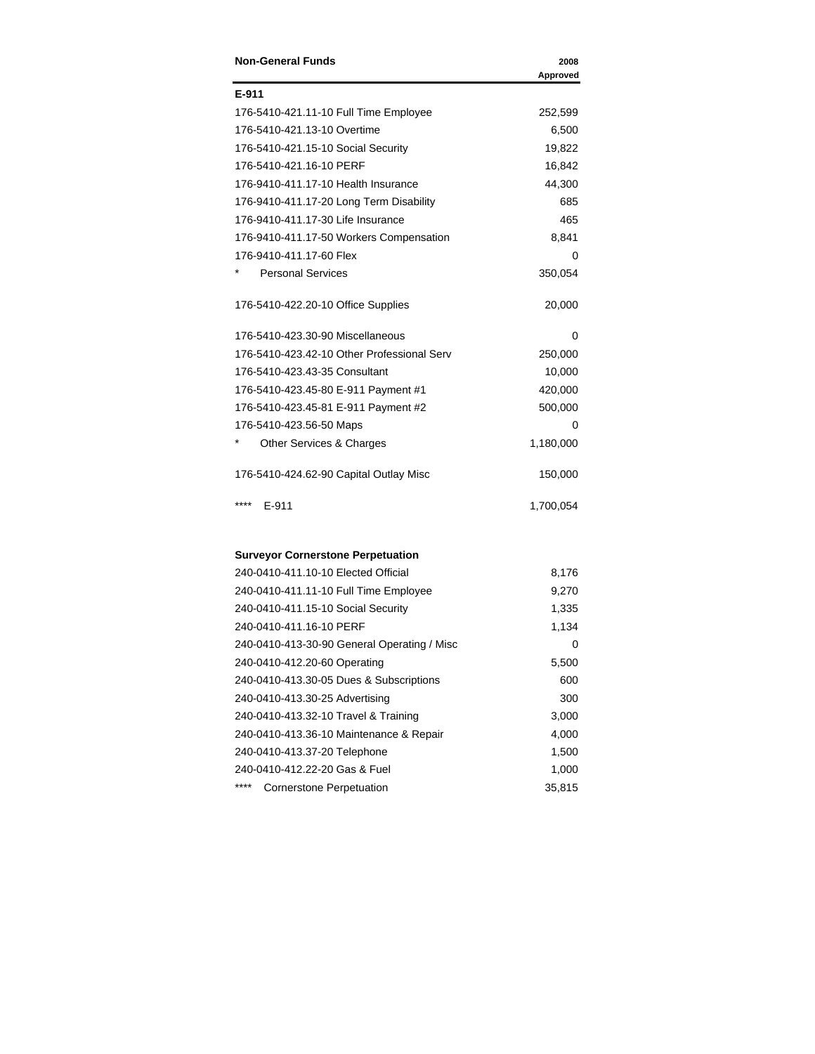| Non-General Funds | 2008 Approved |
|---|---|
| **E-911** | |
| 176-5410-421.11-10 Full Time Employee | 252,599 |
| 176-5410-421.13-10 Overtime | 6,500 |
| 176-5410-421.15-10 Social Security | 19,822 |
| 176-5410-421.16-10 PERF | 16,842 |
| 176-9410-411.17-10 Health Insurance | 44,300 |
| 176-9410-411.17-20 Long Term Disability | 685 |
| 176-9410-411.17-30 Life Insurance | 465 |
| 176-9410-411.17-50 Workers Compensation | 8,841 |
| 176-9410-411.17-60 Flex | 0 |
| * Personal Services | 350,054 |
| | |
| 176-5410-422.20-10 Office Supplies | 20,000 |
| | |
| 176-5410-423.30-90 Miscellaneous | 0 |
| 176-5410-423.42-10 Other Professional Serv | 250,000 |
| 176-5410-423.43-35 Consultant | 10,000 |
| 176-5410-423.45-80 E-911 Payment #1 | 420,000 |
| 176-5410-423.45-81 E-911 Payment #2 | 500,000 |
| 176-5410-423.56-50 Maps | 0 |
| * Other Services & Charges | 1,180,000 |
| | |
| 176-5410-424.62-90 Capital Outlay Misc | 150,000 |
| | |
| **** E-911 | 1,700,054 |
| | |
| **Surveyor Cornerstone Perpetuation** | |
| 240-0410-411.10-10 Elected Official | 8,176 |
| 240-0410-411.11-10 Full Time Employee | 9,270 |
| 240-0410-411.15-10 Social Security | 1,335 |
| 240-0410-411.16-10 PERF | 1,134 |
| 240-0410-413-30-90 General Operating / Misc | 0 |
| 240-0410-412.20-60 Operating | 5,500 |
| 240-0410-413.30-05 Dues & Subscriptions | 600 |
| 240-0410-413.30-25 Advertising | 300 |
| 240-0410-413.32-10 Travel & Training | 3,000 |
| 240-0410-413.36-10 Maintenance & Repair | 4,000 |
| 240-0410-413.37-20 Telephone | 1,500 |
| 240-0410-412.22-20 Gas & Fuel | 1,000 |
| **** Cornerstone Perpetuation | 35,815 |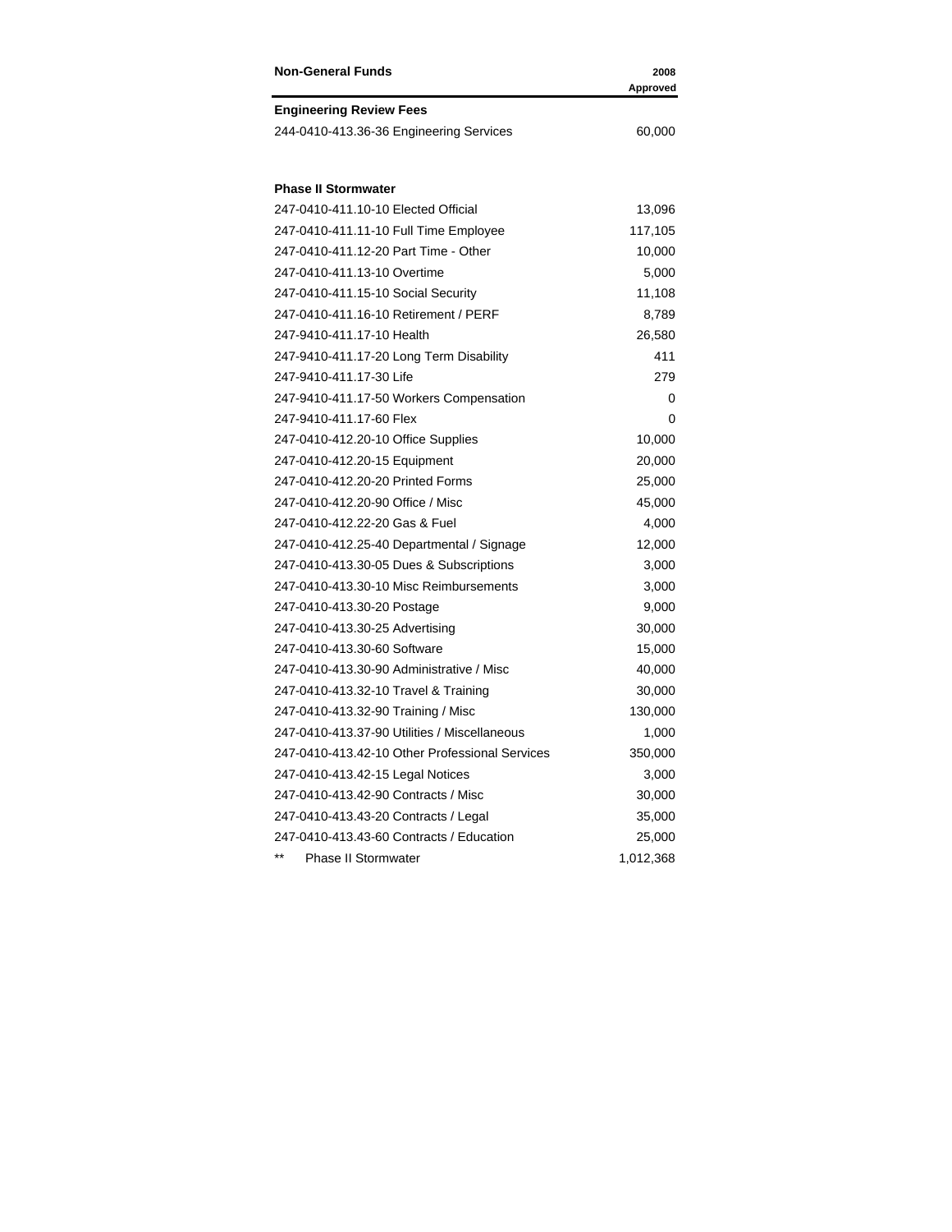| Non-General Funds | 2008 Approved |
|---|---|
| **Engineering Review Fees** | |
| 244-0410-413.36-36 Engineering Services | 60,000 |
| | |
| **Phase II Stormwater** | |
| 247-0410-411.10-10 Elected Official | 13,096 |
| 247-0410-411.11-10 Full Time Employee | 117,105 |
| 247-0410-411.12-20 Part Time - Other | 10,000 |
| 247-0410-411.13-10 Overtime | 5,000 |
| 247-0410-411.15-10 Social Security | 11,108 |
| 247-0410-411.16-10 Retirement / PERF | 8,789 |
| 247-9410-411.17-10 Health | 26,580 |
| 247-9410-411.17-20 Long Term Disability | 411 |
| 247-9410-411.17-30 Life | 279 |
| 247-9410-411.17-50 Workers Compensation | 0 |
| 247-9410-411.17-60 Flex | 0 |
| 247-0410-412.20-10 Office Supplies | 10,000 |
| 247-0410-412.20-15 Equipment | 20,000 |
| 247-0410-412.20-20 Printed Forms | 25,000 |
| 247-0410-412.20-90 Office / Misc | 45,000 |
| 247-0410-412.22-20 Gas & Fuel | 4,000 |
| 247-0410-412.25-40 Departmental / Signage | 12,000 |
| 247-0410-413.30-05 Dues & Subscriptions | 3,000 |
| 247-0410-413.30-10 Misc Reimbursements | 3,000 |
| 247-0410-413.30-20 Postage | 9,000 |
| 247-0410-413.30-25 Advertising | 30,000 |
| 247-0410-413.30-60 Software | 15,000 |
| 247-0410-413.30-90 Administrative / Misc | 40,000 |
| 247-0410-413.32-10 Travel & Training | 30,000 |
| 247-0410-413.32-90 Training / Misc | 130,000 |
| 247-0410-413.37-90 Utilities / Miscellaneous | 1,000 |
| 247-0410-413.42-10 Other Professional Services | 350,000 |
| 247-0410-413.42-15 Legal Notices | 3,000 |
| 247-0410-413.42-90 Contracts / Misc | 30,000 |
| 247-0410-413.43-20 Contracts / Legal | 35,000 |
| 247-0410-413.43-60 Contracts / Education | 25,000 |
| ** Phase II Stormwater | 1,012,368 |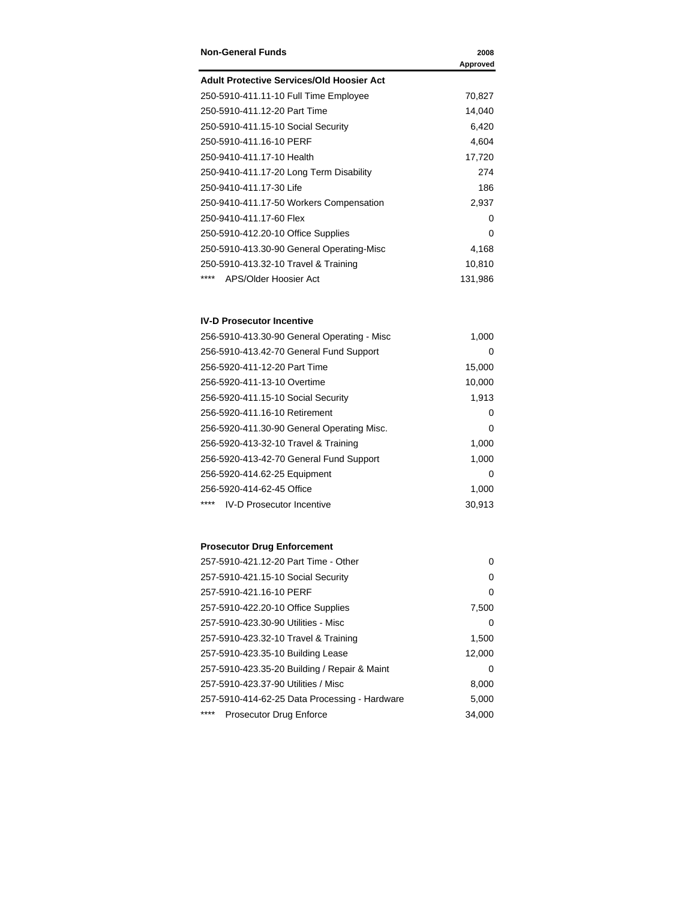| Non-General Funds | 2008 Approved |
|---|---|
| **Adult Protective Services/Old Hoosier Act** | |
| 250-5910-411.11-10 Full Time Employee | 70,827 |
| 250-5910-411.12-20 Part Time | 14,040 |
| 250-5910-411.15-10 Social Security | 6,420 |
| 250-5910-411.16-10 PERF | 4,604 |
| 250-9410-411.17-10 Health | 17,720 |
| 250-9410-411.17-20 Long Term Disability | 274 |
| 250-9410-411.17-30 Life | 186 |
| 250-9410-411.17-50 Workers Compensation | 2,937 |
| 250-9410-411.17-60 Flex | 0 |
| 250-5910-412.20-10 Office Supplies | 0 |
| 250-5910-413.30-90 General Operating-Misc | 4,168 |
| 250-5910-413.32-10 Travel & Training | 10,810 |
| **** APS/Older Hoosier Act | 131,986 |
| | |
| **IV-D Prosecutor Incentive** | |
| 256-5910-413.30-90 General Operating - Misc | 1,000 |
| 256-5910-413.42-70 General Fund Support | 0 |
| 256-5920-411-12-20 Part Time | 15,000 |
| 256-5920-411-13-10 Overtime | 10,000 |
| 256-5920-411.15-10 Social Security | 1,913 |
| 256-5920-411.16-10 Retirement | 0 |
| 256-5920-411.30-90 General Operating Misc. | 0 |
| 256-5920-413-32-10 Travel & Training | 1,000 |
| 256-5920-413-42-70 General Fund Support | 1,000 |
| 256-5920-414.62-25 Equipment | 0 |
| 256-5920-414-62-45 Office | 1,000 |
| **** IV-D Prosecutor Incentive | 30,913 |
| | |
| **Prosecutor Drug Enforcement** | |
| 257-5910-421.12-20 Part Time - Other | 0 |
| 257-5910-421.15-10 Social Security | 0 |
| 257-5910-421.16-10 PERF | 0 |
| 257-5910-422.20-10 Office Supplies | 7,500 |
| 257-5910-423.30-90 Utilities - Misc | 0 |
| 257-5910-423.32-10 Travel & Training | 1,500 |
| 257-5910-423.35-10 Building Lease | 12,000 |
| 257-5910-423.35-20 Building / Repair & Maint | 0 |
| 257-5910-423.37-90 Utilities / Misc | 8,000 |
| 257-5910-414-62-25 Data Processing - Hardware | 5,000 |
| **** Prosecutor Drug Enforce | 34,000 |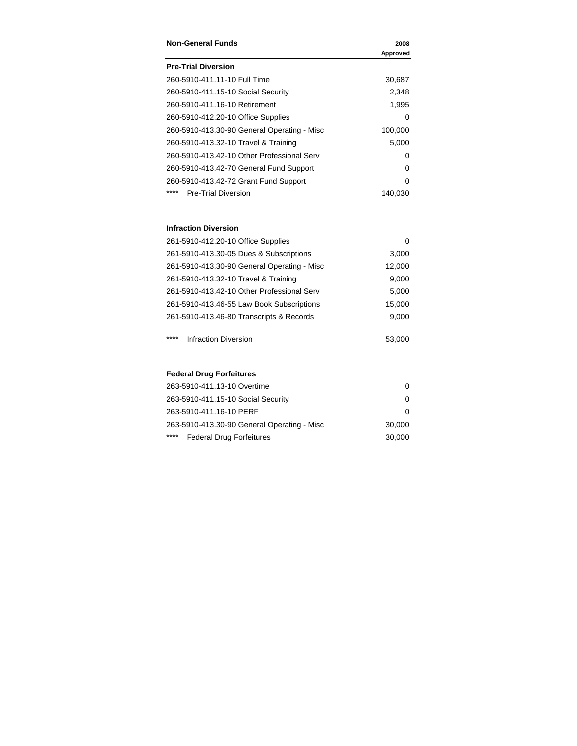| Non-General Funds | 2008 Approved |
|---|---|
| **Pre-Trial Diversion** | |
| 260-5910-411.11-10 Full Time | 30,687 |
| 260-5910-411.15-10 Social Security | 2,348 |
| 260-5910-411.16-10 Retirement | 1,995 |
| 260-5910-412.20-10 Office Supplies | 0 |
| 260-5910-413.30-90 General Operating - Misc | 100,000 |
| 260-5910-413.32-10 Travel & Training | 5,000 |
| 260-5910-413.42-10 Other Professional Serv | 0 |
| 260-5910-413.42-70 General Fund Support | 0 |
| 260-5910-413.42-72 Grant Fund Support | 0 |
| **** Pre-Trial Diversion | 140,030 |
| | |
| **Infraction Diversion** | |
| 261-5910-412.20-10 Office Supplies | 0 |
| 261-5910-413.30-05 Dues & Subscriptions | 3,000 |
| 261-5910-413.30-90 General Operating - Misc | 12,000 |
| 261-5910-413.32-10 Travel & Training | 9,000 |
| 261-5910-413.42-10 Other Professional Serv | 5,000 |
| 261-5910-413.46-55 Law Book Subscriptions | 15,000 |
| 261-5910-413.46-80 Transcripts & Records | 9,000 |
| **** Infraction Diversion | 53,000 |
| | |
| **Federal Drug Forfeitures** | |
| 263-5910-411.13-10 Overtime | 0 |
| 263-5910-411.15-10 Social Security | 0 |
| 263-5910-411.16-10 PERF | 0 |
| 263-5910-413.30-90 General Operating - Misc | 30,000 |
| **** Federal Drug Forfeitures | 30,000 |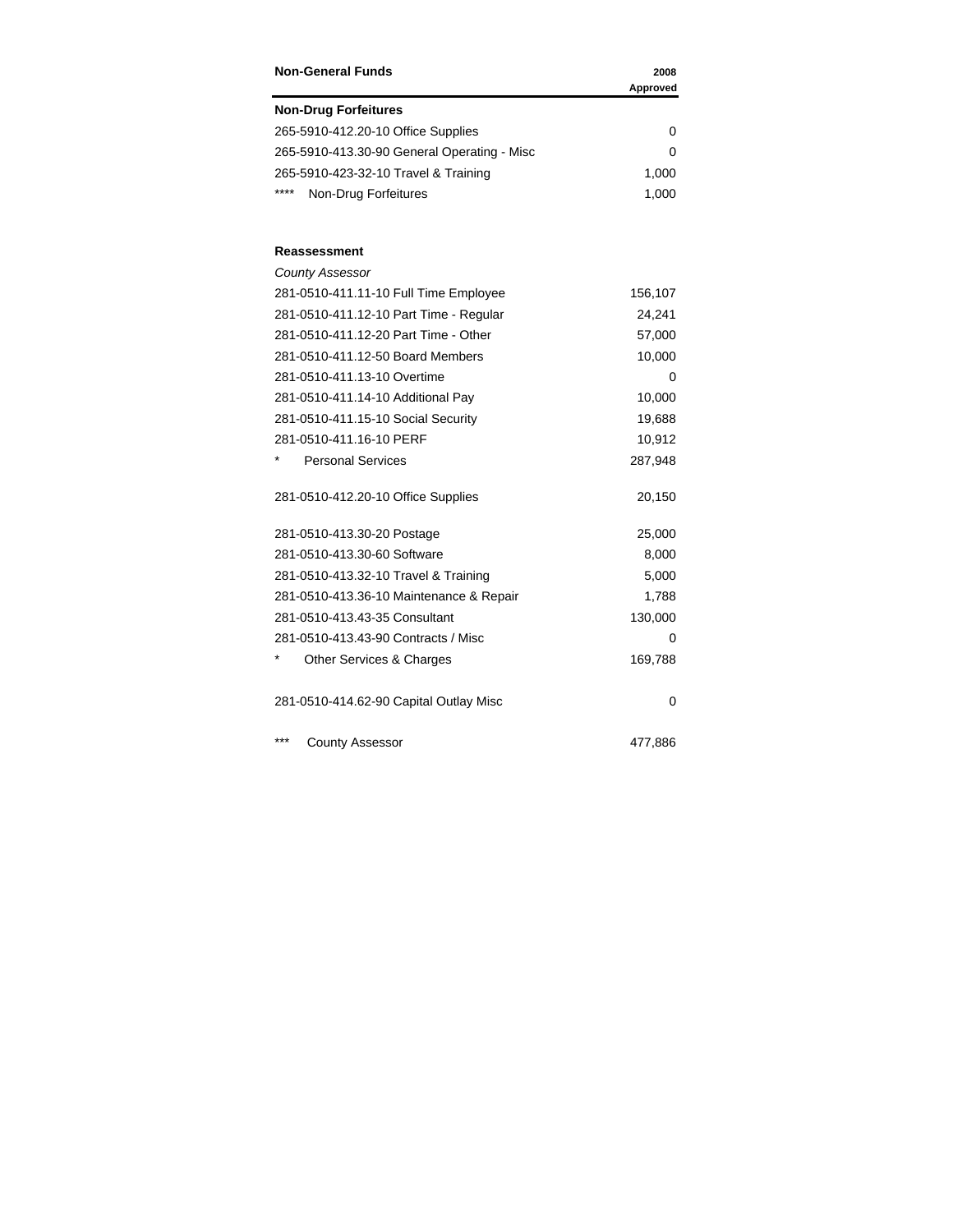| Non-General Funds | 2008 Approved |
|---|---|
| **Non-Drug Forfeitures** | |
| 265-5910-412.20-10 Office Supplies | 0 |
| 265-5910-413.30-90 General Operating - Misc | 0 |
| 265-5910-423-32-10 Travel & Training | 1,000 |
| **** Non-Drug Forfeitures | 1,000 |
| | |
| **Reassessment** | |
| *County Assessor* | |
| 281-0510-411.11-10 Full Time Employee | 156,107 |
| 281-0510-411.12-10 Part Time - Regular | 24,241 |
| 281-0510-411.12-20 Part Time - Other | 57,000 |
| 281-0510-411.12-50 Board Members | 10,000 |
| 281-0510-411.13-10 Overtime | 0 |
| 281-0510-411.14-10 Additional Pay | 10,000 |
| 281-0510-411.15-10 Social Security | 19,688 |
| 281-0510-411.16-10 PERF | 10,912 |
| * Personal Services | 287,948 |
| 281-0510-412.20-10 Office Supplies | 20,150 |
| 281-0510-413.30-20 Postage | 25,000 |
| 281-0510-413.30-60 Software | 8,000 |
| 281-0510-413.32-10 Travel & Training | 5,000 |
| 281-0510-413.36-10 Maintenance & Repair | 1,788 |
| 281-0510-413.43-35 Consultant | 130,000 |
| 281-0510-413.43-90 Contracts / Misc | 0 |
| * Other Services & Charges | 169,788 |
| 281-0510-414.62-90 Capital Outlay Misc | 0 |
| *** County Assessor | 477,886 |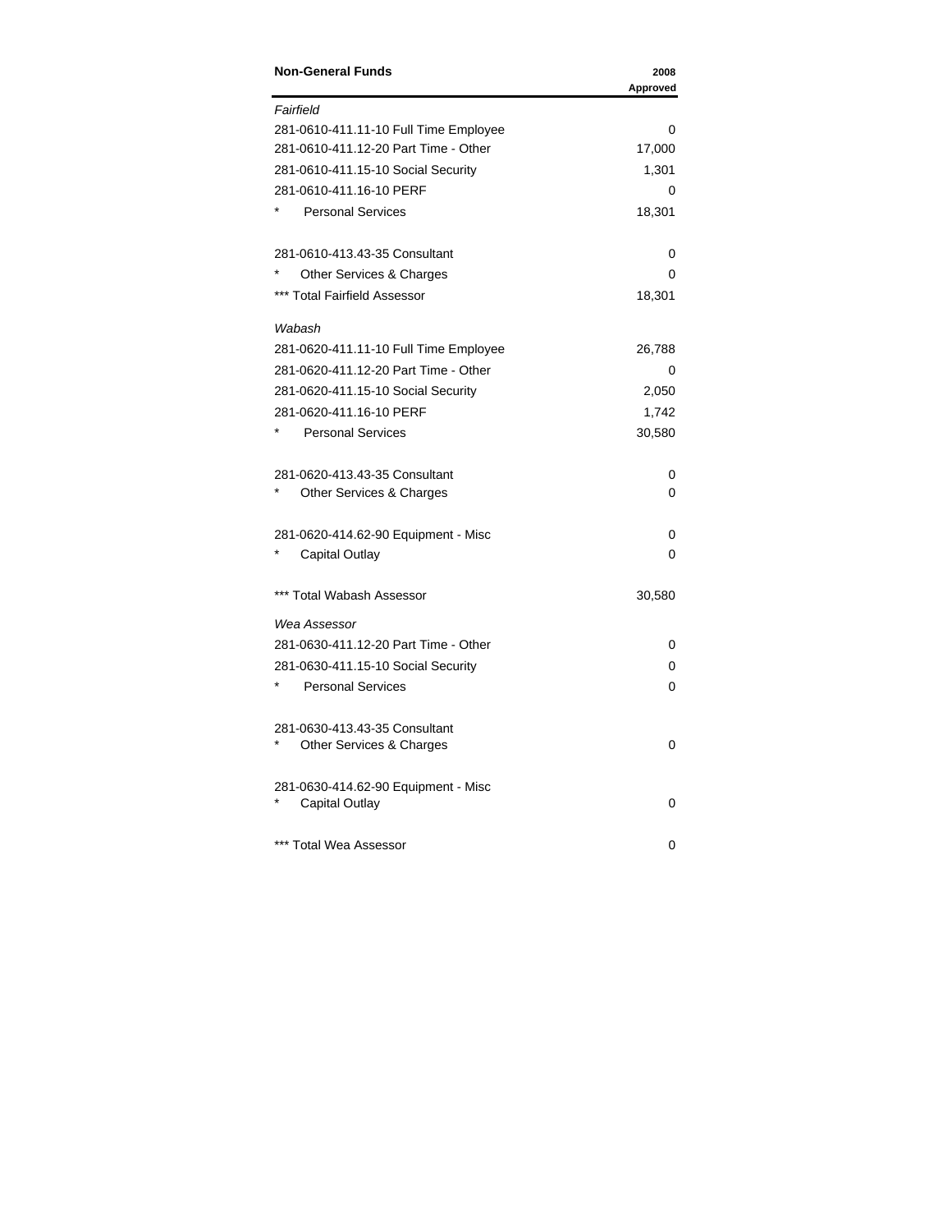| Non-General Funds | 2008 Approved |
|---|---|
| *Fairfield* | |
| 281-0610-411.11-10 Full Time Employee | 0 |
| 281-0610-411.12-20 Part Time - Other | 17,000 |
| 281-0610-411.15-10 Social Security | 1,301 |
| 281-0610-411.16-10 PERF | 0 |
| * Personal Services | 18,301 |
| | |
| 281-0610-413.43-35 Consultant | 0 |
| * Other Services & Charges | 0 |
| *** Total Fairfield Assessor | 18,301 |
| *Wabash* | |
| 281-0620-411.11-10 Full Time Employee | 26,788 |
| 281-0620-411.12-20 Part Time - Other | 0 |
| 281-0620-411.15-10 Social Security | 2,050 |
| 281-0620-411.16-10 PERF | 1,742 |
| * Personal Services | 30,580 |
| | |
| 281-0620-413.43-35 Consultant | 0 |
| * Other Services & Charges | 0 |
| | |
| 281-0620-414.62-90 Equipment - Misc | 0 |
| * Capital Outlay | 0 |
| | |
| *** Total Wabash Assessor | 30,580 |
| *Wea Assessor* | |
| 281-0630-411.12-20 Part Time - Other | 0 |
| 281-0630-411.15-10 Social Security | 0 |
| * Personal Services | 0 |
| | |
| 281-0630-413.43-35 Consultant | |
| * Other Services & Charges | 0 |
| | |
| 281-0630-414.62-90 Equipment - Misc | |
| * Capital Outlay | 0 |
| | |
| *** Total Wea Assessor | 0 |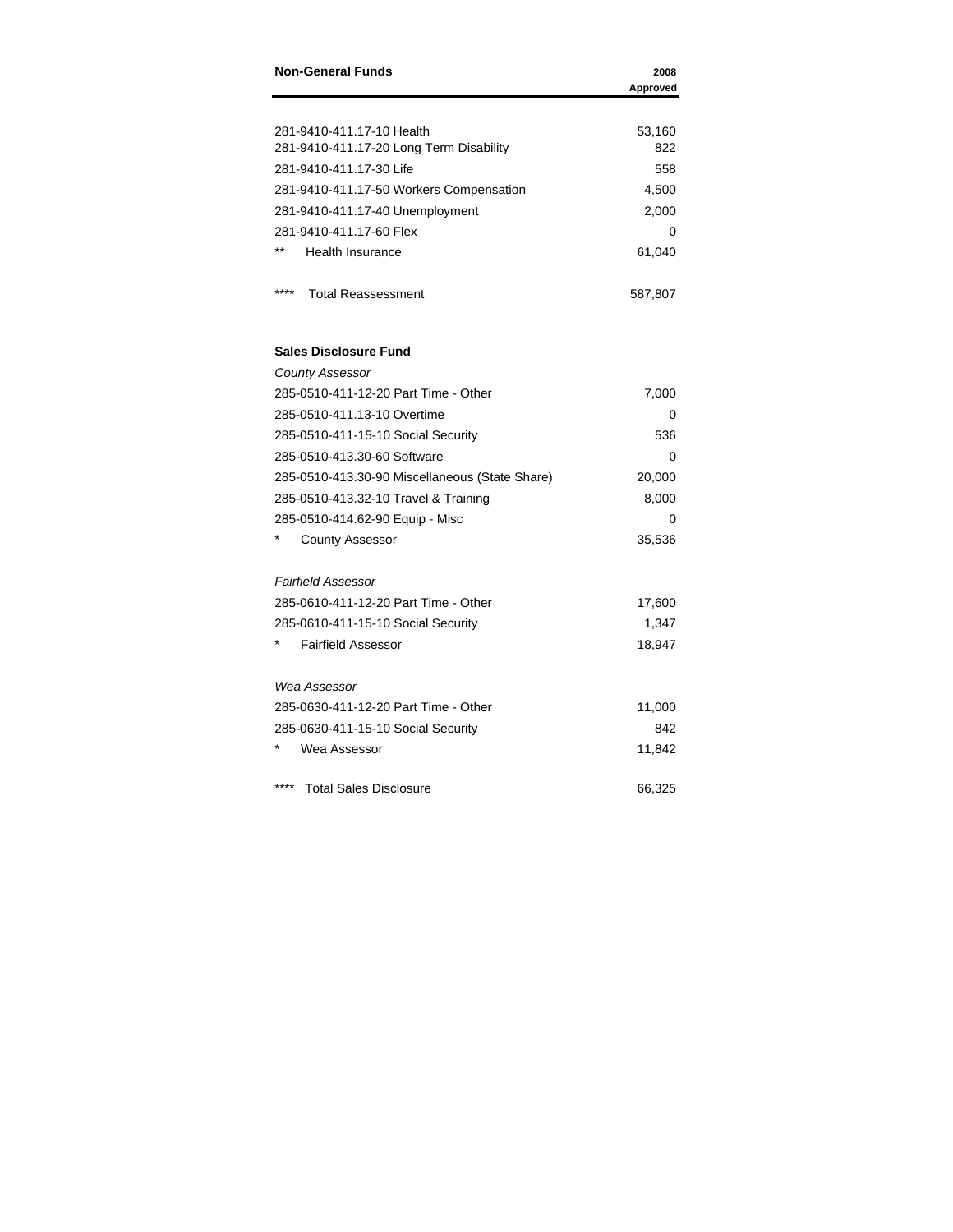| Non-General Funds | 2008 Approved |
|---|---|
| 281-9410-411.17-10 Health | 53,160 |
| 281-9410-411.17-20 Long Term Disability | 822 |
| 281-9410-411.17-30 Life | 558 |
| 281-9410-411.17-50 Workers Compensation | 4,500 |
| 281-9410-411.17-40 Unemployment | 2,000 |
| 281-9410-411.17-60 Flex | 0 |
| ** Health Insurance | 61,040 |
| | |
| **** Total Reassessment | 587,807 |
| | |
| **Sales Disclosure Fund** | |
| *County Assessor* | |
| 285-0510-411-12-20 Part Time - Other | 7,000 |
| 285-0510-411.13-10 Overtime | 0 |
| 285-0510-411-15-10 Social Security | 536 |
| 285-0510-413.30-60 Software | 0 |
| 285-0510-413.30-90 Miscellaneous (State Share) | 20,000 |
| 285-0510-413.32-10 Travel & Training | 8,000 |
| 285-0510-414.62-90 Equip - Misc | 0 |
| * County Assessor | 35,536 |
| | |
| *Fairfield Assessor* | |
| 285-0610-411-12-20 Part Time - Other | 17,600 |
| 285-0610-411-15-10 Social Security | 1,347 |
| * Fairfield Assessor | 18,947 |
| | |
| *Wea Assessor* | |
| 285-0630-411-12-20 Part Time - Other | 11,000 |
| 285-0630-411-15-10 Social Security | 842 |
| * Wea Assessor | 11,842 |
| | |
| **** Total Sales Disclosure | 66,325 |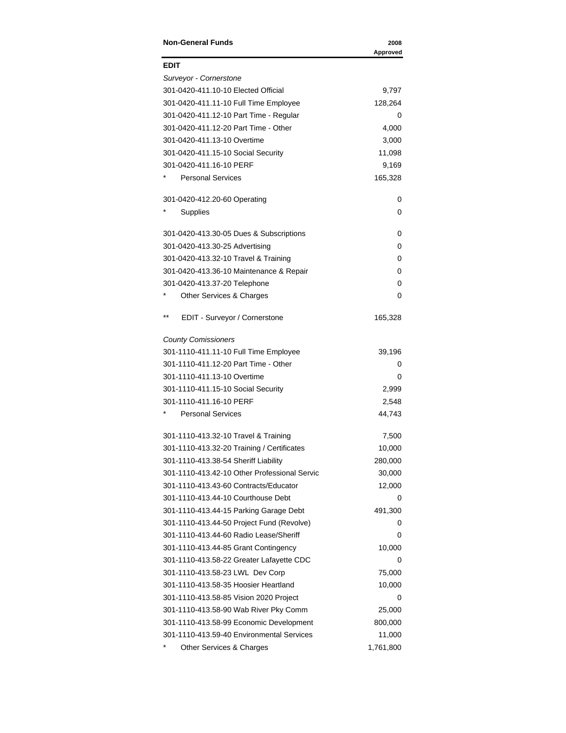| Non-General Funds | 2008 Approved |
|---|---|
| **EDIT** | |
| *Surveyor - Cornerstone* | |
| 301-0420-411.10-10 Elected Official | 9,797 |
| 301-0420-411.11-10 Full Time Employee | 128,264 |
| 301-0420-411.12-10 Part Time - Regular | 0 |
| 301-0420-411.12-20 Part Time - Other | 4,000 |
| 301-0420-411.13-10 Overtime | 3,000 |
| 301-0420-411.15-10 Social Security | 11,098 |
| 301-0420-411.16-10 PERF | 9,169 |
| * Personal Services | 165,328 |
| | |
| 301-0420-412.20-60 Operating | 0 |
| * Supplies | 0 |
| | |
| 301-0420-413.30-05 Dues & Subscriptions | 0 |
| 301-0420-413.30-25 Advertising | 0 |
| 301-0420-413.32-10 Travel & Training | 0 |
| 301-0420-413.36-10 Maintenance & Repair | 0 |
| 301-0420-413.37-20 Telephone | 0 |
| * Other Services & Charges | 0 |
| | |
| ** EDIT - Surveyor / Cornerstone | 165,328 |
| | |
| *County Comissioners* | |
| 301-1110-411.11-10 Full Time Employee | 39,196 |
| 301-1110-411.12-20 Part Time - Other | 0 |
| 301-1110-411.13-10 Overtime | 0 |
| 301-1110-411.15-10 Social Security | 2,999 |
| 301-1110-411.16-10 PERF | 2,548 |
| * Personal Services | 44,743 |
| | |
| 301-1110-413.32-10 Travel & Training | 7,500 |
| 301-1110-413.32-20 Training / Certificates | 10,000 |
| 301-1110-413.38-54 Sheriff Liability | 280,000 |
| 301-1110-413.42-10 Other Professional Servic | 30,000 |
| 301-1110-413.43-60 Contracts/Educator | 12,000 |
| 301-1110-413.44-10 Courthouse Debt | 0 |
| 301-1110-413.44-15 Parking Garage Debt | 491,300 |
| 301-1110-413.44-50 Project Fund (Revolve) | 0 |
| 301-1110-413.44-60 Radio Lease/Sheriff | 0 |
| 301-1110-413.44-85 Grant Contingency | 10,000 |
| 301-1110-413.58-22 Greater Lafayette CDC | 0 |
| 301-1110-413.58-23 LWL Dev Corp | 75,000 |
| 301-1110-413.58-35 Hoosier Heartland | 10,000 |
| 301-1110-413.58-85 Vision 2020 Project | 0 |
| 301-1110-413.58-90 Wab River Pky Comm | 25,000 |
| 301-1110-413.58-99 Economic Development | 800,000 |
| 301-1110-413.59-40 Environmental Services | 11,000 |
| * Other Services & Charges | 1,761,800 |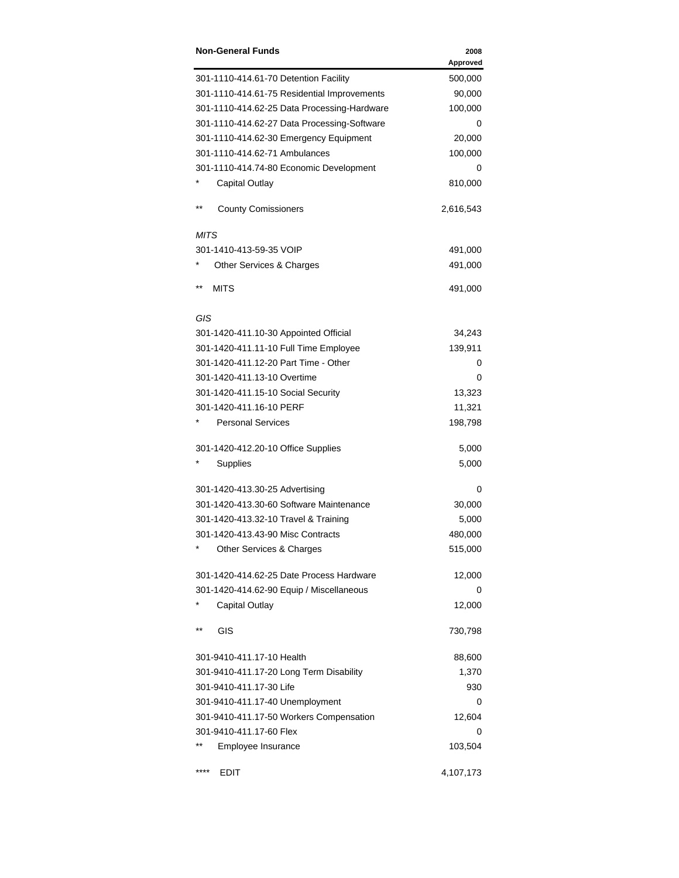| Non-General Funds | 2008 Approved |
|---|---|
| 301-1110-414.61-70 Detention Facility | 500,000 |
| 301-1110-414.61-75 Residential Improvements | 90,000 |
| 301-1110-414.62-25 Data Processing-Hardware | 100,000 |
| 301-1110-414.62-27 Data Processing-Software | 0 |
| 301-1110-414.62-30 Emergency Equipment | 20,000 |
| 301-1110-414.62-71 Ambulances | 100,000 |
| 301-1110-414.74-80 Economic Development | 0 |
| * Capital Outlay | 810,000 |
| | |
| ** County Comissioners | 2,616,543 |
| | |
| *MITS* | |
| 301-1410-413-59-35 VOIP | 491,000 |
| * Other Services & Charges | 491,000 |
| | |
| ** MITS | 491,000 |
| | |
| *GIS* | |
| 301-1420-411.10-30 Appointed Official | 34,243 |
| 301-1420-411.11-10 Full Time Employee | 139,911 |
| 301-1420-411.12-20 Part Time - Other | 0 |
| 301-1420-411.13-10 Overtime | 0 |
| 301-1420-411.15-10 Social Security | 13,323 |
| 301-1420-411.16-10 PERF | 11,321 |
| * Personal Services | 198,798 |
| | |
| 301-1420-412.20-10 Office Supplies | 5,000 |
| * Supplies | 5,000 |
| | |
| 301-1420-413.30-25 Advertising | 0 |
| 301-1420-413.30-60 Software Maintenance | 30,000 |
| 301-1420-413.32-10 Travel & Training | 5,000 |
| 301-1420-413.43-90 Misc Contracts | 480,000 |
| * Other Services & Charges | 515,000 |
| | |
| 301-1420-414.62-25 Date Process Hardware | 12,000 |
| 301-1420-414.62-90 Equip / Miscellaneous | 0 |
| * Capital Outlay | 12,000 |
| | |
| ** GIS | 730,798 |
| | |
| 301-9410-411.17-10 Health | 88,600 |
| 301-9410-411.17-20 Long Term Disability | 1,370 |
| 301-9410-411.17-30 Life | 930 |
| 301-9410-411.17-40 Unemployment | 0 |
| 301-9410-411.17-50 Workers Compensation | 12,604 |
| 301-9410-411.17-60 Flex | 0 |
| ** Employee Insurance | 103,504 |
| | |
| **** EDIT | 4,107,173 |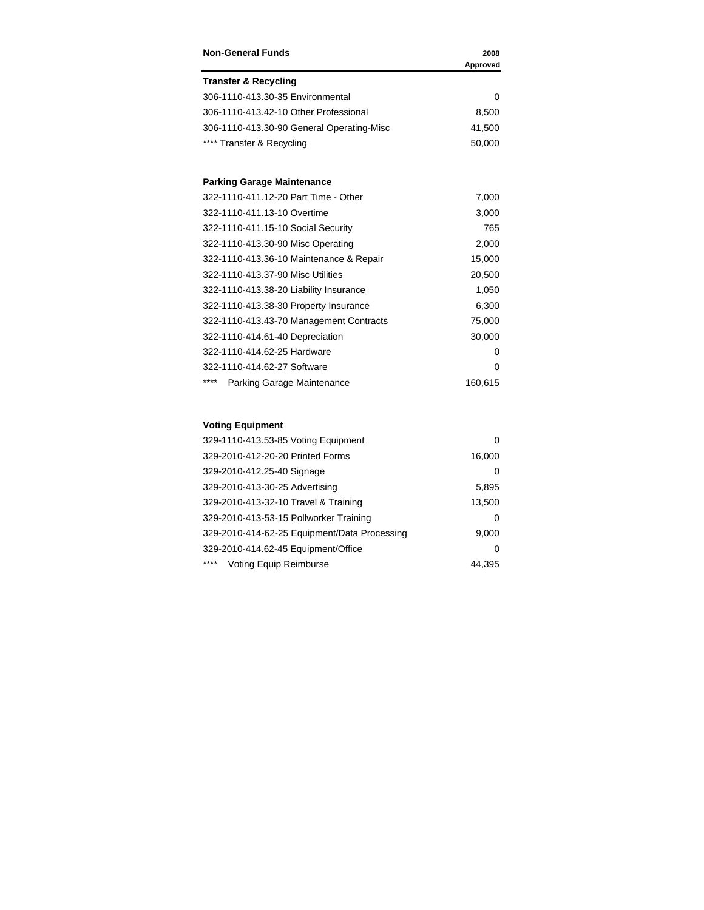| Non-General Funds | 2008 Approved |
| --- | --- |
| **Transfer & Recycling** | |
| 306-1110-413.30-35 Environmental | 0 |
| 306-1110-413.42-10 Other Professional | 8,500 |
| 306-1110-413.30-90 General Operating-Misc | 41,500 |
| **** Transfer & Recycling | 50,000 |
| | |
| **Parking Garage Maintenance** | |
| 322-1110-411.12-20 Part Time - Other | 7,000 |
| 322-1110-411.13-10 Overtime | 3,000 |
| 322-1110-411.15-10 Social Security | 765 |
| 322-1110-413.30-90 Misc Operating | 2,000 |
| 322-1110-413.36-10 Maintenance & Repair | 15,000 |
| 322-1110-413.37-90 Misc Utilities | 20,500 |
| 322-1110-413.38-20 Liability Insurance | 1,050 |
| 322-1110-413.38-30 Property Insurance | 6,300 |
| 322-1110-413.43-70 Management Contracts | 75,000 |
| 322-1110-414.61-40 Depreciation | 30,000 |
| 322-1110-414.62-25 Hardware | 0 |
| 322-1110-414.62-27 Software | 0 |
| **** Parking Garage Maintenance | 160,615 |
| | |
| **Voting Equipment** | |
| 329-1110-413.53-85 Voting Equipment | 0 |
| 329-2010-412.20-20 Printed Forms | 16,000 |
| 329-2010-412.25-40 Signage | 0 |
| 329-2010-413.30-25 Advertising | 5,895 |
| 329-2010-413.32-10 Travel & Training | 13,500 |
| 329-2010-413.53-15 Pollworker Training | 0 |
| 329-2010-414.62-25 Equipment/Data Processing | 9,000 |
| 329-2010-414.62-45 Equipment/Office | 0 |
| **** Voting Equip Reimburse | 44,395 |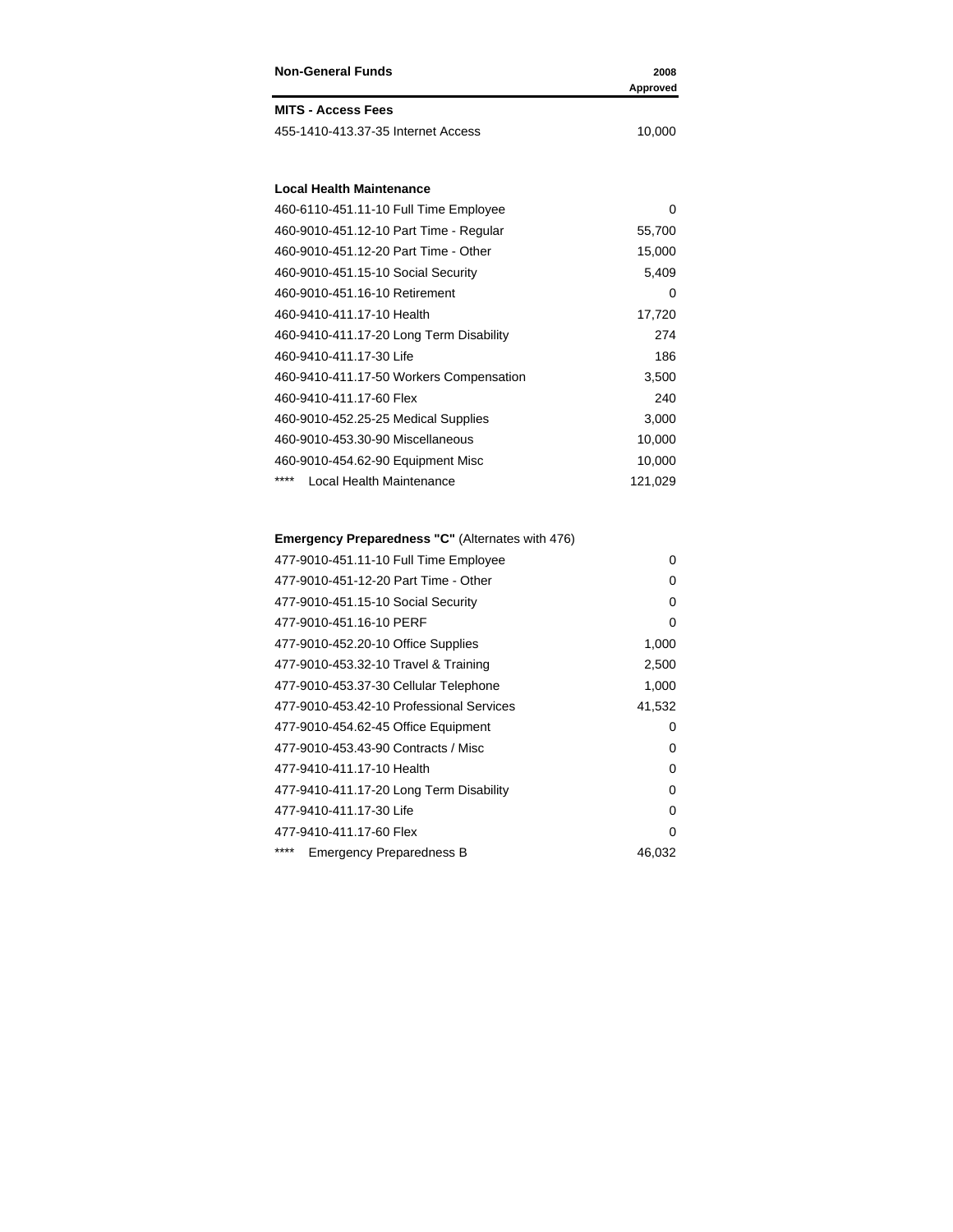| Non-General Funds | 2008 Approved |
|---|---|
| **MITS - Access Fees** | |
| 455-1410-413.37-35 Internet Access | 10,000 |
| | |
| **Local Health Maintenance** | |
| 460-6110-451.11-10 Full Time Employee | 0 |
| 460-9010-451.12-10 Part Time - Regular | 55,700 |
| 460-9010-451.12-20 Part Time - Other | 15,000 |
| 460-9010-451.15-10 Social Security | 5,409 |
| 460-9010-451.16-10 Retirement | 0 |
| 460-9410-411.17-10 Health | 17,720 |
| 460-9410-411.17-20 Long Term Disability | 274 |
| 460-9410-411.17-30 Life | 186 |
| 460-9410-411.17-50 Workers Compensation | 3,500 |
| 460-9410-411.17-60 Flex | 240 |
| 460-9010-452.25-25 Medical Supplies | 3,000 |
| 460-9010-453.30-90 Miscellaneous | 10,000 |
| 460-9010-454.62-90 Equipment Misc | 10,000 |
| **** Local Health Maintenance | 121,029 |
| | |
| **Emergency Preparedness "C"** (Alternates with 476) | |
| 477-9010-451.11-10 Full Time Employee | 0 |
| 477-9010-451-12-20 Part Time - Other | 0 |
| 477-9010-451.15-10 Social Security | 0 |
| 477-9010-451.16-10 PERF | 0 |
| 477-9010-452.20-10 Office Supplies | 1,000 |
| 477-9010-453.32-10 Travel & Training | 2,500 |
| 477-9010-453.37-30 Cellular Telephone | 1,000 |
| 477-9010-453.42-10 Professional Services | 41,532 |
| 477-9010-454.62-45 Office Equipment | 0 |
| 477-9010-453.43-90 Contracts / Misc | 0 |
| 477-9410-411.17-10 Health | 0 |
| 477-9410-411.17-20 Long Term Disability | 0 |
| 477-9410-411.17-30 Life | 0 |
| 477-9410-411.17-60 Flex | 0 |
| **** Emergency Preparedness B | 46,032 |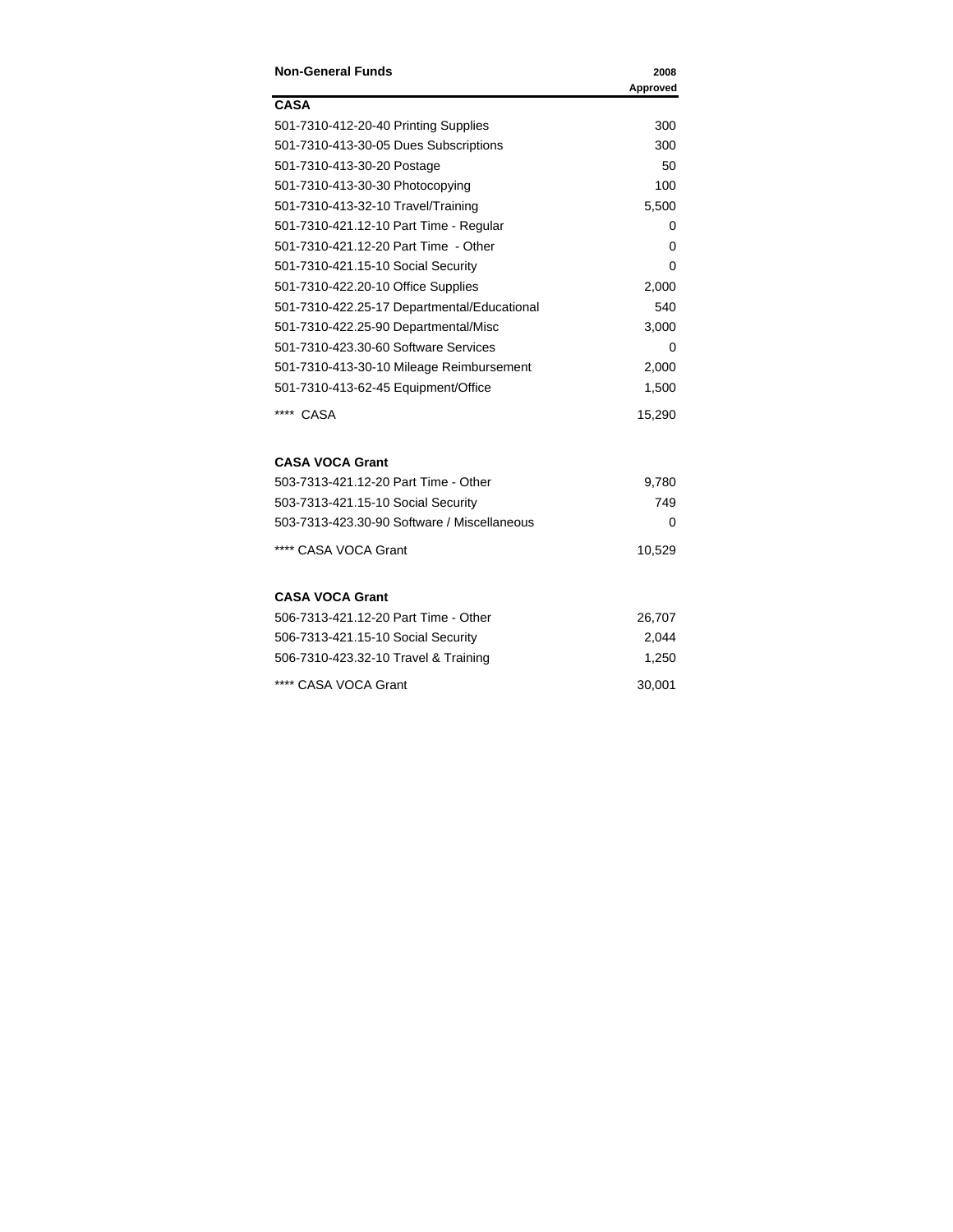| Non-General Funds | 2008 Approved |
|---|---|
| **CASA** | |
| 501-7310-412-20-40 Printing Supplies | 300 |
| 501-7310-413-30-05 Dues Subscriptions | 300 |
| 501-7310-413-30-20 Postage | 50 |
| 501-7310-413-30-30 Photocopying | 100 |
| 501-7310-413-32-10 Travel/Training | 5,500 |
| 501-7310-421.12-10 Part Time - Regular | 0 |
| 501-7310-421.12-20 Part Time - Other | 0 |
| 501-7310-421.15-10 Social Security | 0 |
| 501-7310-422.20-10 Office Supplies | 2,000 |
| 501-7310-422.25-17 Departmental/Educational | 540 |
| 501-7310-422.25-90 Departmental/Misc | 3,000 |
| 501-7310-423.30-60 Software Services | 0 |
| 501-7310-413-30-10 Mileage Reimbursement | 2,000 |
| 501-7310-413-62-45 Equipment/Office | 1,500 |
| **** CASA | 15,290 |
| | |
| **CASA VOCA Grant** | |
| 503-7313-421.12-20 Part Time - Other | 9,780 |
| 503-7313-421.15-10 Social Security | 749 |
| 503-7313-423.30-90 Software / Miscellaneous | 0 |
| **** CASA VOCA Grant | 10,529 |
| | |
| **CASA VOCA Grant** | |
| 506-7313-421.12-20 Part Time - Other | 26,707 |
| 506-7313-421.15-10 Social Security | 2,044 |
| 506-7310-423.32-10 Travel & Training | 1,250 |
| **** CASA VOCA Grant | 30,001 |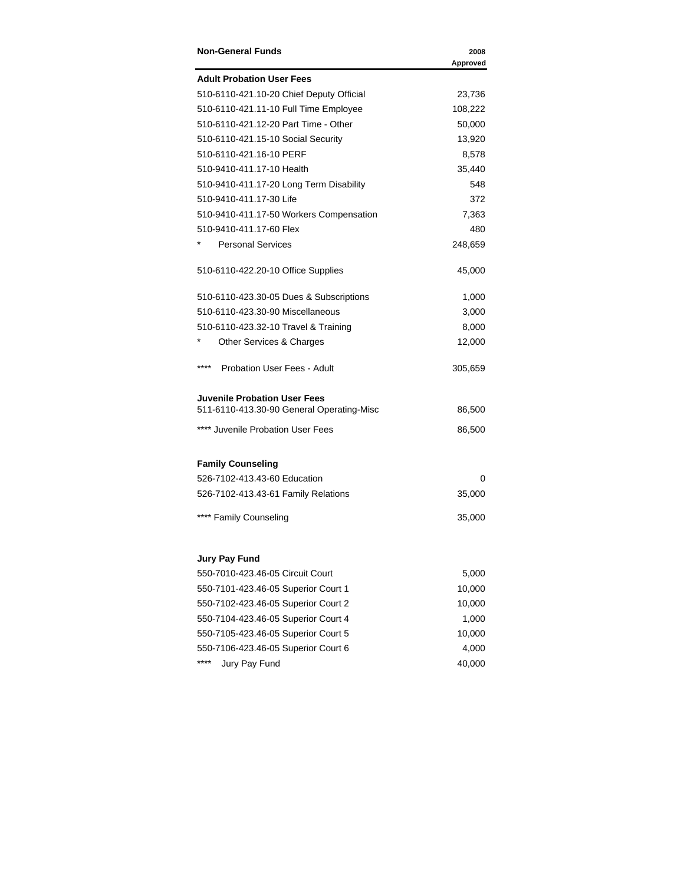| Non-General Funds | 2008 Approved |
|---|---|
| **Adult Probation User Fees** | |
| 510-6110-421.10-20 Chief Deputy Official | 23,736 |
| 510-6110-421.11-10 Full Time Employee | 108,222 |
| 510-6110-421.12-20 Part Time - Other | 50,000 |
| 510-6110-421.15-10 Social Security | 13,920 |
| 510-6110-421.16-10 PERF | 8,578 |
| 510-9410-411.17-10 Health | 35,440 |
| 510-9410-411.17-20 Long Term Disability | 548 |
| 510-9410-411.17-30 Life | 372 |
| 510-9410-411.17-50 Workers Compensation | 7,363 |
| 510-9410-411.17-60 Flex | 480 |
| * Personal Services | 248,659 |
| 510-6110-422.20-10 Office Supplies | 45,000 |
| 510-6110-423.30-05 Dues & Subscriptions | 1,000 |
| 510-6110-423.30-90 Miscellaneous | 3,000 |
| 510-6110-423.32-10 Travel & Training | 8,000 |
| * Other Services & Charges | 12,000 |
| **** Probation User Fees - Adult | 305,659 |
| **Juvenile Probation User Fees** | |
| 511-6110-413.30-90 General Operating-Misc | 86,500 |
| **** Juvenile Probation User Fees | 86,500 |
| **Family Counseling** | |
| 526-7102-413.43-60 Education | 0 |
| 526-7102-413.43-61 Family Relations | 35,000 |
| **** Family Counseling | 35,000 |
| **Jury Pay Fund** | |
| 550-7010-423.46-05 Circuit Court | 5,000 |
| 550-7101-423.46-05 Superior Court 1 | 10,000 |
| 550-7102-423.46-05 Superior Court 2 | 10,000 |
| 550-7104-423.46-05 Superior Court 4 | 1,000 |
| 550-7105-423.46-05 Superior Court 5 | 10,000 |
| 550-7106-423.46-05 Superior Court 6 | 4,000 |
| **** Jury Pay Fund | 40,000 |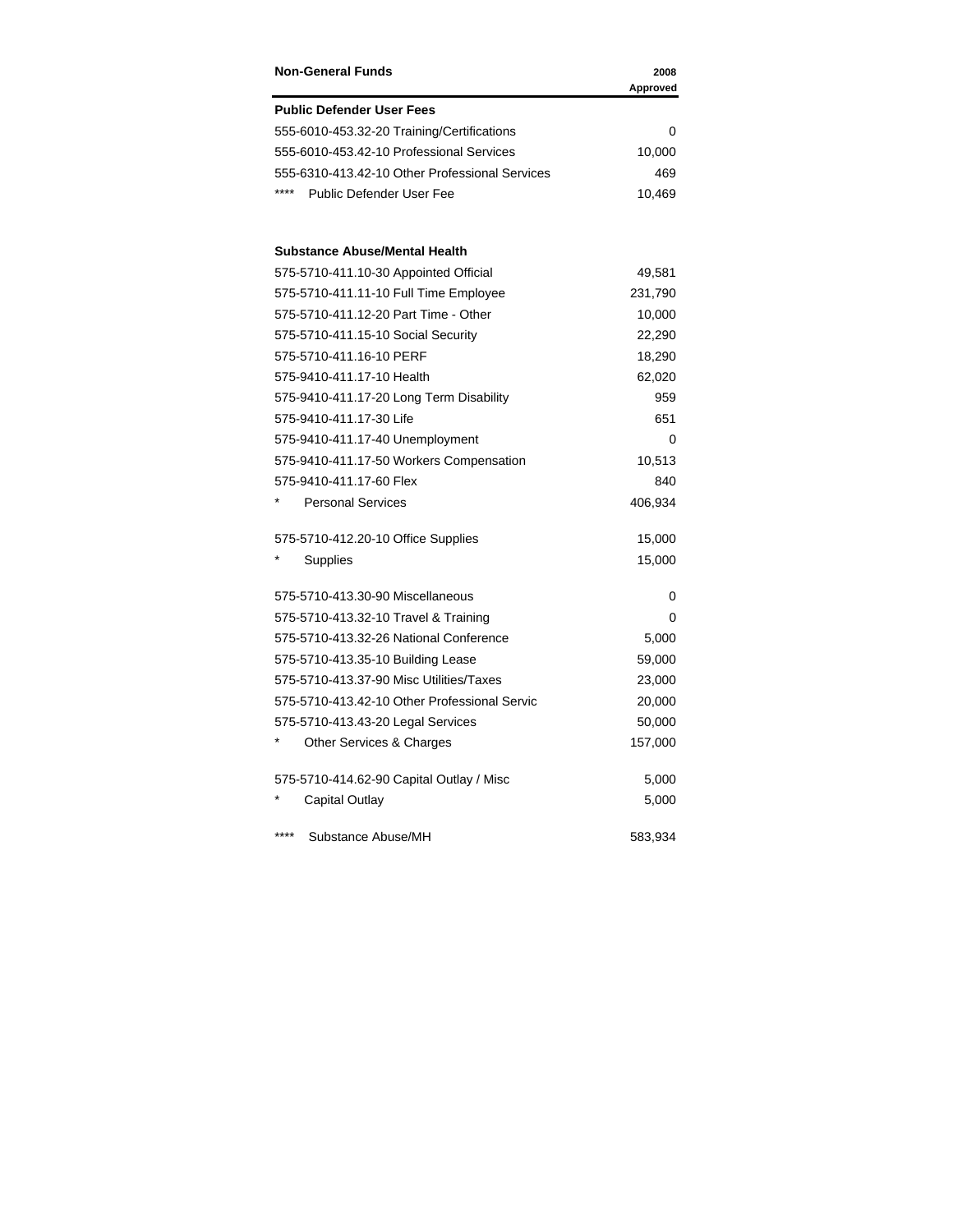| Non-General Funds | 2008 Approved |
|---|---|
| **Public Defender User Fees** | |
| 555-6010-453.32-20 Training/Certifications | 0 |
| 555-6010-453.42-10 Professional Services | 10,000 |
| 555-6310-413.42-10 Other Professional Services | 469 |
| **** Public Defender User Fee | 10,469 |
| | |
| **Substance Abuse/Mental Health** | |
| 575-5710-411.10-30 Appointed Official | 49,581 |
| 575-5710-411.11-10 Full Time Employee | 231,790 |
| 575-5710-411.12-20 Part Time - Other | 10,000 |
| 575-5710-411.15-10 Social Security | 22,290 |
| 575-5710-411.16-10 PERF | 18,290 |
| 575-9410-411.17-10 Health | 62,020 |
| 575-9410-411.17-20 Long Term Disability | 959 |
| 575-9410-411.17-30 Life | 651 |
| 575-9410-411.17-40 Unemployment | 0 |
| 575-9410-411.17-50 Workers Compensation | 10,513 |
| 575-9410-411.17-60 Flex | 840 |
| * Personal Services | 406,934 |
| | |
| 575-5710-412.20-10 Office Supplies | 15,000 |
| * Supplies | 15,000 |
| | |
| 575-5710-413.30-90 Miscellaneous | 0 |
| 575-5710-413.32-10 Travel & Training | 0 |
| 575-5710-413.32-26 National Conference | 5,000 |
| 575-5710-413.35-10 Building Lease | 59,000 |
| 575-5710-413.37-90 Misc Utilities/Taxes | 23,000 |
| 575-5710-413.42-10 Other Professional Servic | 20,000 |
| 575-5710-413.43-20 Legal Services | 50,000 |
| * Other Services & Charges | 157,000 |
| | |
| 575-5710-414.62-90 Capital Outlay / Misc | 5,000 |
| * Capital Outlay | 5,000 |
| | |
| **** Substance Abuse/MH | 583,934 |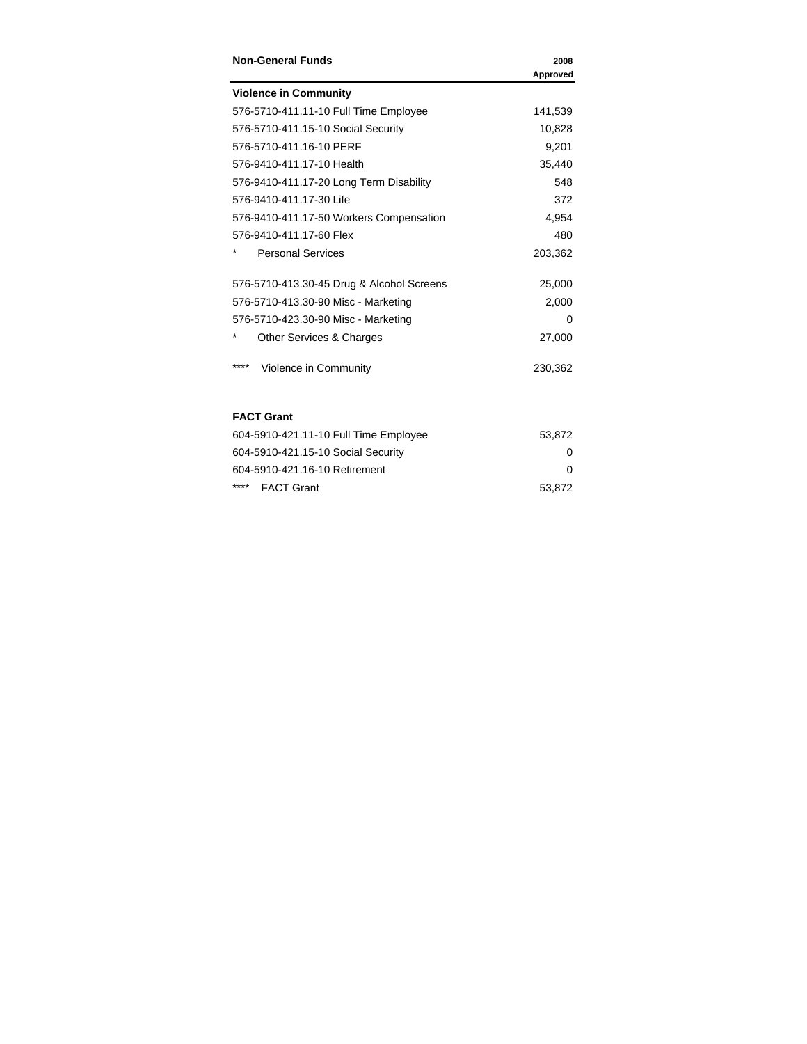| Non-General Funds | 2008 Approved |
|---|---|
| **Violence in Community** | |
| 576-5710-411.11-10 Full Time Employee | 141,539 |
| 576-5710-411.15-10 Social Security | 10,828 |
| 576-5710-411.16-10 PERF | 9,201 |
| 576-9410-411.17-10 Health | 35,440 |
| 576-9410-411.17-20 Long Term Disability | 548 |
| 576-9410-411.17-30 Life | 372 |
| 576-9410-411.17-50 Workers Compensation | 4,954 |
| 576-9410-411.17-60 Flex | 480 |
| * Personal Services | 203,362 |
| | |
| 576-5710-413.30-45 Drug & Alcohol Screens | 25,000 |
| 576-5710-413.30-90 Misc - Marketing | 2,000 |
| 576-5710-423.30-90 Misc - Marketing | 0 |
| * Other Services & Charges | 27,000 |
| | |
| **** Violence in Community | 230,362 |
| | |
| **FACT Grant** | |
| 604-5910-421.11-10 Full Time Employee | 53,872 |
| 604-5910-421.15-10 Social Security | 0 |
| 604-5910-421.16-10 Retirement | 0 |
| **** FACT Grant | 53,872 |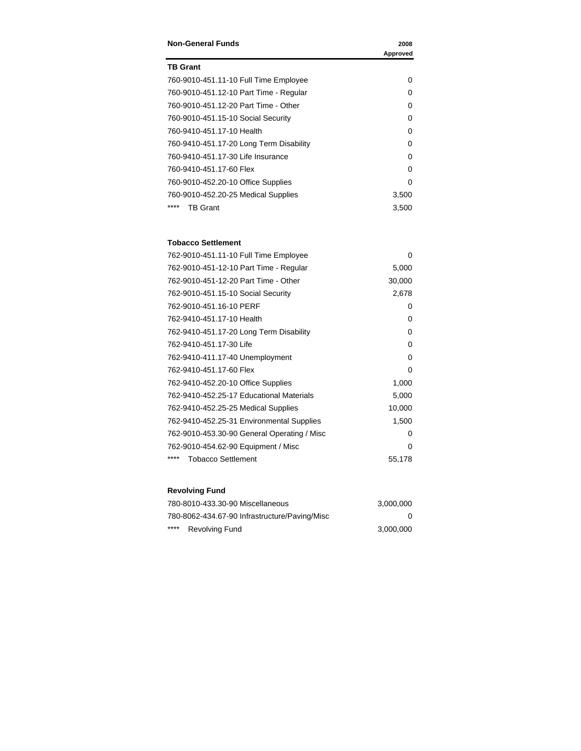| Non-General Funds | 2008 Approved |
|---|---|
| **TB Grant** | |
| 760-9010-451.11-10 Full Time Employee | 0 |
| 760-9010-451.12-10 Part Time - Regular | 0 |
| 760-9010-451.12-20 Part Time - Other | 0 |
| 760-9010-451.15-10 Social Security | 0 |
| 760-9410-451.17-10 Health | 0 |
| 760-9410-451.17-20 Long Term Disability | 0 |
| 760-9410-451.17-30 Life Insurance | 0 |
| 760-9410-451.17-60 Flex | 0 |
| 760-9010-452.20-10 Office Supplies | 0 |
| 760-9010-452.20-25 Medical Supplies | 3,500 |
| **** TB Grant | 3,500 |
| | |
| **Tobacco Settlement** | |
| 762-9010-451.11-10 Full Time Employee | 0 |
| 762-9010-451-12-10 Part Time - Regular | 5,000 |
| 762-9010-451-12-20 Part Time - Other | 30,000 |
| 762-9010-451.15-10 Social Security | 2,678 |
| 762-9010-451.16-10 PERF | 0 |
| 762-9410-451.17-10 Health | 0 |
| 762-9410-451.17-20 Long Term Disability | 0 |
| 762-9410-451.17-30 Life | 0 |
| 762-9410-411.17-40 Unemployment | 0 |
| 762-9410-451.17-60 Flex | 0 |
| 762-9410-452.20-10 Office Supplies | 1,000 |
| 762-9410-452.25-17 Educational Materials | 5,000 |
| 762-9410-452.25-25 Medical Supplies | 10,000 |
| 762-9410-452.25-31 Environmental Supplies | 1,500 |
| 762-9010-453.30-90 General Operating / Misc | 0 |
| 762-9010-454.62-90 Equipment / Misc | 0 |
| **** Tobacco Settlement | 55,178 |
| | |
| **Revolving Fund** | |
| 780-8010-433.30-90 Miscellaneous | 3,000,000 |
| 780-8062-434.67-90 Infrastructure/Paving/Misc | 0 |
| **** Revolving Fund | 3,000,000 |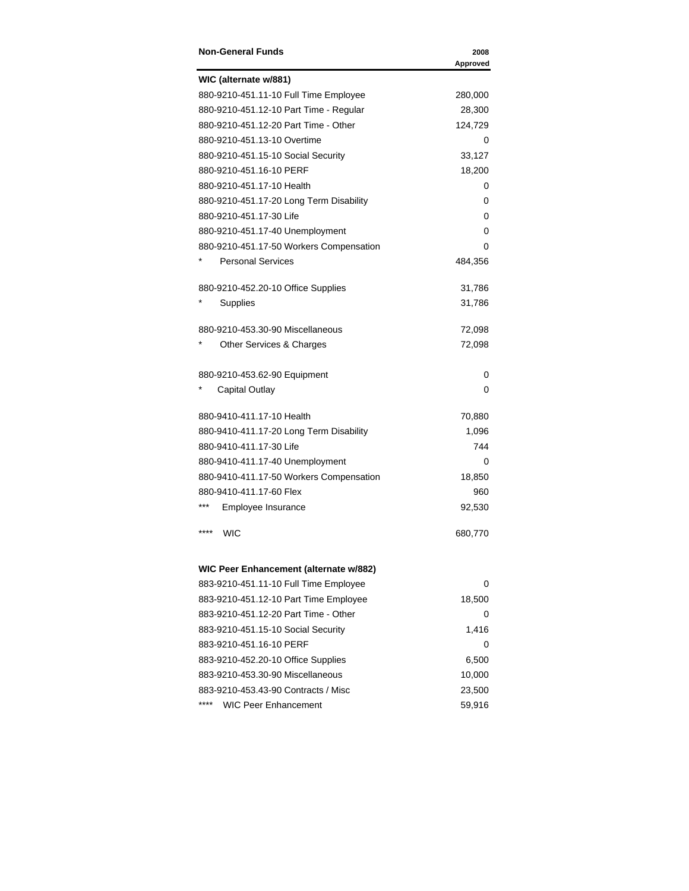| Non-General Funds | 2008 Approved |
|---|---|
| **WIC (alternate w/881)** | |
| 880-9210-451.11-10 Full Time Employee | 280,000 |
| 880-9210-451.12-10 Part Time - Regular | 28,300 |
| 880-9210-451.12-20 Part Time - Other | 124,729 |
| 880-9210-451.13-10 Overtime | 0 |
| 880-9210-451.15-10 Social Security | 33,127 |
| 880-9210-451.16-10 PERF | 18,200 |
| 880-9210-451.17-10 Health | 0 |
| 880-9210-451.17-20 Long Term Disability | 0 |
| 880-9210-451.17-30 Life | 0 |
| 880-9210-451.17-40 Unemployment | 0 |
| 880-9210-451.17-50 Workers Compensation | 0 |
| * Personal Services | 484,356 |
| | |
| 880-9210-452.20-10 Office Supplies | 31,786 |
| * Supplies | 31,786 |
| | |
| 880-9210-453.30-90 Miscellaneous | 72,098 |
| * Other Services & Charges | 72,098 |
| | |
| 880-9210-453.62-90 Equipment | 0 |
| * Capital Outlay | 0 |
| | |
| 880-9410-411.17-10 Health | 70,880 |
| 880-9410-411.17-20 Long Term Disability | 1,096 |
| 880-9410-411.17-30 Life | 744 |
| 880-9410-411.17-40 Unemployment | 0 |
| 880-9410-411.17-50 Workers Compensation | 18,850 |
| 880-9410-411.17-60 Flex | 960 |
| *** Employee Insurance | 92,530 |
| | |
| **** WIC | 680,770 |
| | |
| **WIC Peer Enhancement (alternate w/882)** | |
| 883-9210-451.11-10 Full Time Employee | 0 |
| 883-9210-451.12-10 Part Time Employee | 18,500 |
| 883-9210-451.12-20 Part Time - Other | 0 |
| 883-9210-451.15-10 Social Security | 1,416 |
| 883-9210-451.16-10 PERF | 0 |
| 883-9210-452.20-10 Office Supplies | 6,500 |
| 883-9210-453.30-90 Miscellaneous | 10,000 |
| 883-9210-453.43-90 Contracts / Misc | 23,500 |
| **** WIC Peer Enhancement | 59,916 |